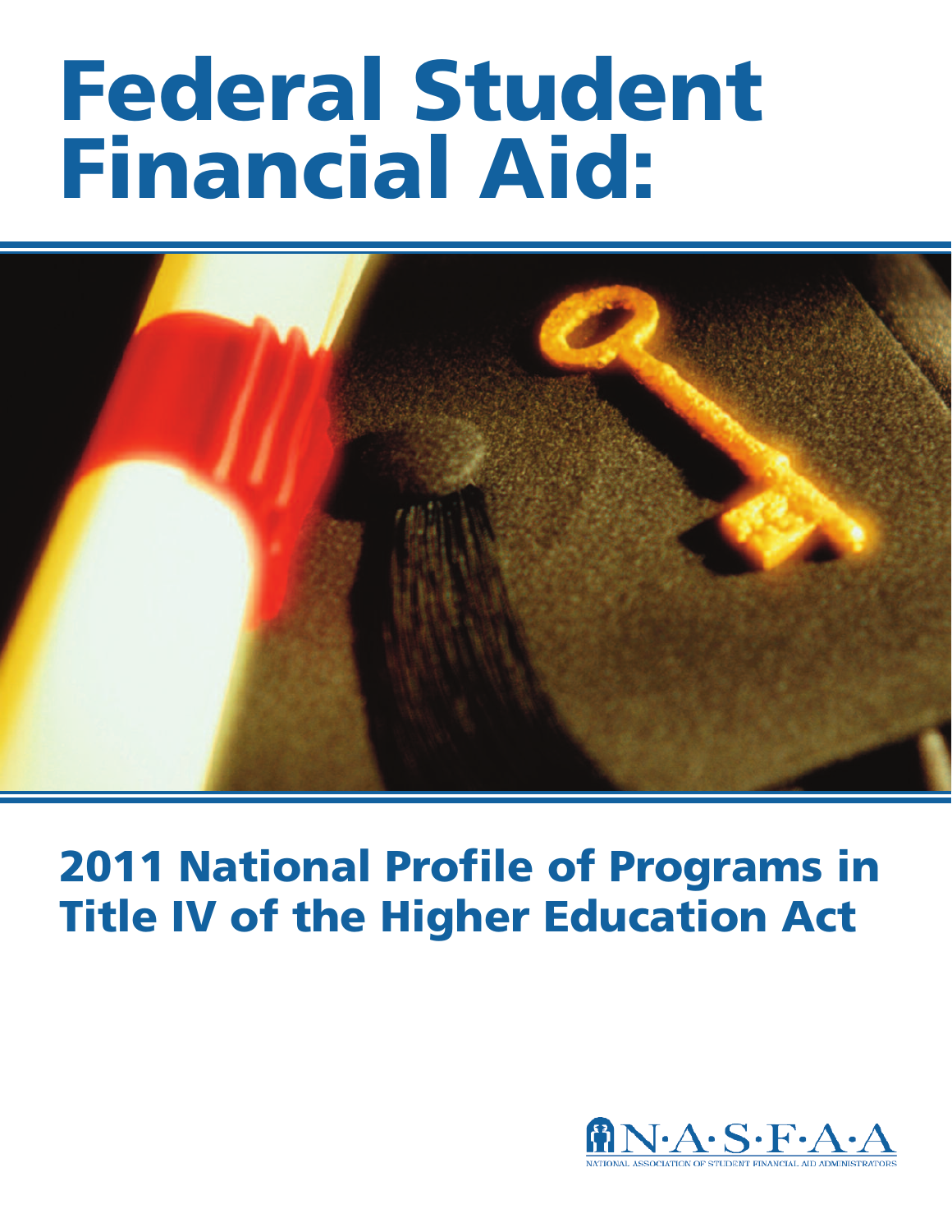# Federal Student Financial Aid:

## 2011 National Profile of Programs in Title IV of the Higher Education Act

N·A·S·F·A·A

NATIONAL ASSOCIATION OF STUDENT FINANCIAL AID ADMINISTRATORS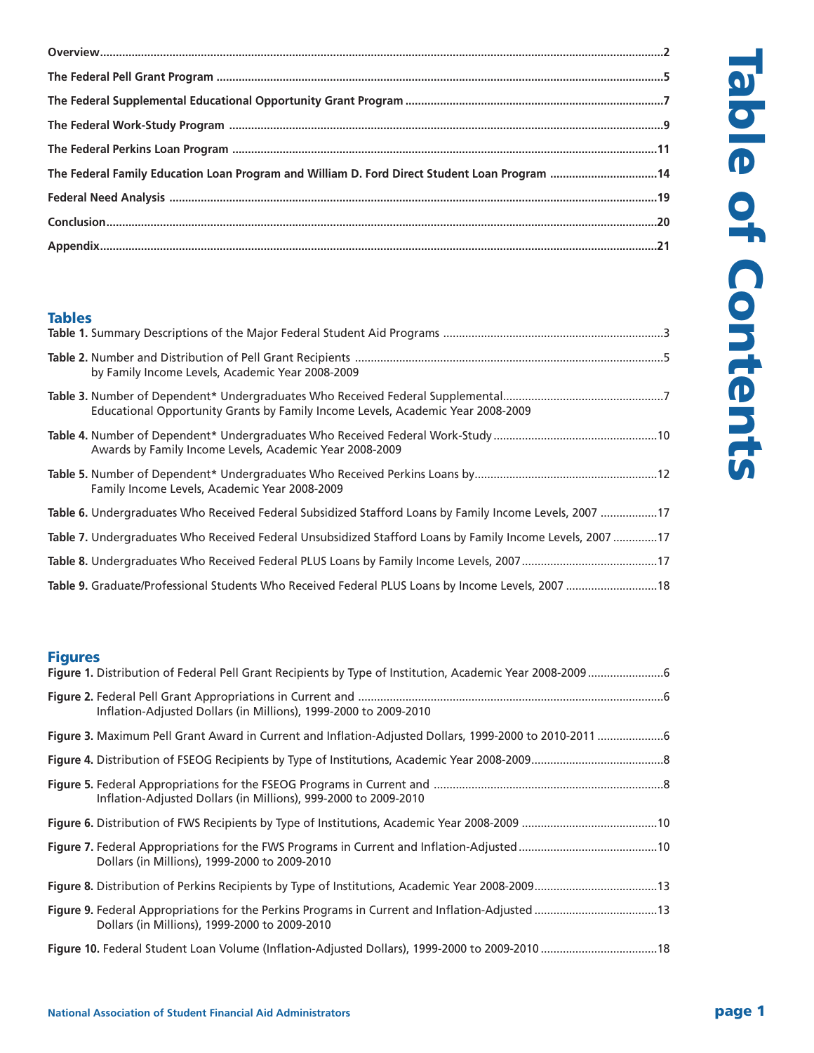# Table of Contents

**Overview** .......... 2

**The Federal Pell Grant Program** .......... 5

**The Federal Supplemental Educational Opportunity Grant Program** .......... 7

**The Federal Work-Study Program** .......... 9

**The Federal Perkins Loan Program** .......... 11

**The Federal Family Education Loan Program and William D. Ford Direct Student Loan Program** .......... 14

**Federal Need Analysis** .......... 19

**Conclusion** .......... 20

**Appendix** .......... 21

## Tables

**Table 1.** Summary Descriptions of the Major Federal Student Aid Programs .......... 3

**Table 2.** Number and Distribution of Pell Grant Recipients by Family Income Levels, Academic Year 2008-2009 .......... 5

**Table 3.** Number of Dependent* Undergraduates Who Received Federal Supplemental Educational Opportunity Grants by Family Income Levels, Academic Year 2008-2009 .......... 7

**Table 4.** Number of Dependent* Undergraduates Who Received Federal Work-Study Awards by Family Income Levels, Academic Year 2008-2009 .......... 10

**Table 5.** Number of Dependent* Undergraduates Who Received Perkins Loans by Family Income Levels, Academic Year 2008-2009 .......... 12

**Table 6.** Undergraduates Who Received Federal Subsidized Stafford Loans by Family Income Levels, 2007 .......... 17

**Table 7.** Undergraduates Who Received Federal Unsubsidized Stafford Loans by Family Income Levels, 2007 .......... 17

**Table 8.** Undergraduates Who Received Federal PLUS Loans by Family Income Levels, 2007 .......... 17

**Table 9.** Graduate/Professional Students Who Received Federal PLUS Loans by Income Levels, 2007 .......... 18

## Figures

**Figure 1.** Distribution of Federal Pell Grant Recipients by Type of Institution, Academic Year 2008-2009 .......... 6

**Figure 2.** Federal Pell Grant Appropriations in Current and Inflation-Adjusted Dollars (in Millions), 1999-2000 to 2009-2010 .......... 6

**Figure 3.** Maximum Pell Grant Award in Current and Inflation-Adjusted Dollars, 1999-2000 to 2010-2011 .......... 6

**Figure 4.** Distribution of FSEOG Recipients by Type of Institutions, Academic Year 2008-2009 .......... 8

**Figure 5.** Federal Appropriations for the FSEOG Programs in Current and Inflation-Adjusted Dollars (in Millions), 999-2000 to 2009-2010 .......... 8

**Figure 6.** Distribution of FWS Recipients by Type of Institutions, Academic Year 2008-2009 .......... 10

**Figure 7.** Federal Appropriations for the FWS Programs in Current and Inflation-Adjusted Dollars (in Millions), 1999-2000 to 2009-2010 .......... 10

**Figure 8.** Distribution of Perkins Recipients by Type of Institutions, Academic Year 2008-2009 .......... 13

**Figure 9.** Federal Appropriations for the Perkins Programs in Current and Inflation-Adjusted Dollars (in Millions), 1999-2000 to 2009-2010 .......... 13

**Figure 10.** Federal Student Loan Volume (Inflation-Adjusted Dollars), 1999-2000 to 2009-2010 .......... 18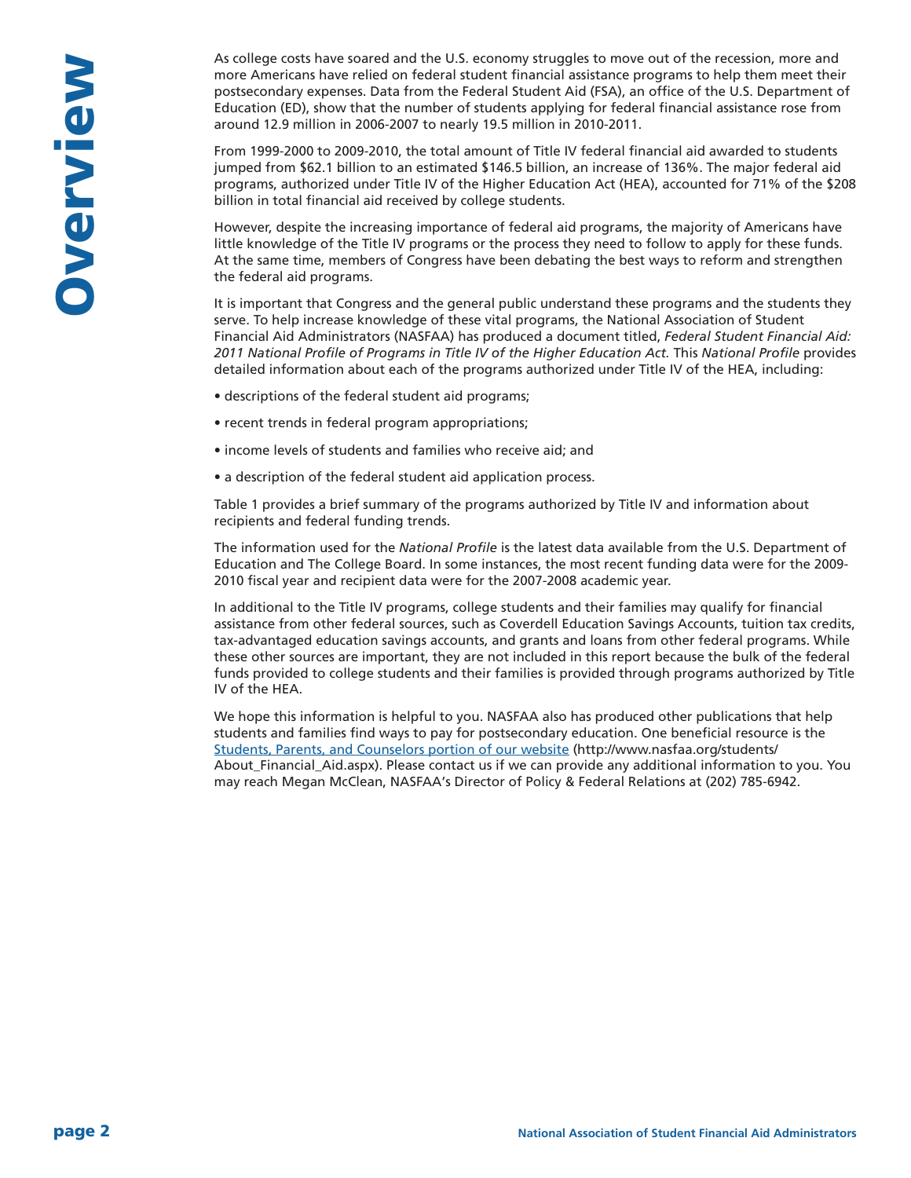# Overview

As college costs have soared and the U.S. economy struggles to move out of the recession, more and more Americans have relied on federal student financial assistance programs to help them meet their postsecondary expenses. Data from the Federal Student Aid (FSA), an office of the U.S. Department of Education (ED), show that the number of students applying for federal financial assistance rose from around 12.9 million in 2006-2007 to nearly 19.5 million in 2010-2011.

From 1999-2000 to 2009-2010, the total amount of Title IV federal financial aid awarded to students jumped from $62.1 billion to an estimated $146.5 billion, an increase of 136%. The major federal aid programs, authorized under Title IV of the Higher Education Act (HEA), accounted for 71% of the $208 billion in total financial aid received by college students.

However, despite the increasing importance of federal aid programs, the majority of Americans have little knowledge of the Title IV programs or the process they need to follow to apply for these funds. At the same time, members of Congress have been debating the best ways to reform and strengthen the federal aid programs.

It is important that Congress and the general public understand these programs and the students they serve. To help increase knowledge of these vital programs, the National Association of Student Financial Aid Administrators (NASFAA) has produced a document titled, *Federal Student Financial Aid: 2011 National Profile of Programs in Title IV of the Higher Education Act.* This *National Profile* provides detailed information about each of the programs authorized under Title IV of the HEA, including:

- descriptions of the federal student aid programs;
- recent trends in federal program appropriations;
- income levels of students and families who receive aid; and
- a description of the federal student aid application process.

Table 1 provides a brief summary of the programs authorized by Title IV and information about recipients and federal funding trends.

The information used for the *National Profile* is the latest data available from the U.S. Department of Education and The College Board. In some instances, the most recent funding data were for the 2009-2010 fiscal year and recipient data were for the 2007-2008 academic year.

In additional to the Title IV programs, college students and their families may qualify for financial assistance from other federal sources, such as Coverdell Education Savings Accounts, tuition tax credits, tax-advantaged education savings accounts, and grants and loans from other federal programs. While these other sources are important, they are not included in this report because the bulk of the federal funds provided to college students and their families is provided through programs authorized by Title IV of the HEA.

We hope this information is helpful to you. NASFAA also has produced other publications that help students and families find ways to pay for postsecondary education. One beneficial resource is the Students, Parents, and Counselors portion of our website (http://www.nasfaa.org/students/About_Financial_Aid.aspx). Please contact us if we can provide any additional information to you. You may reach Megan McClean, NASFAA's Director of Policy & Federal Relations at (202) 785-6942.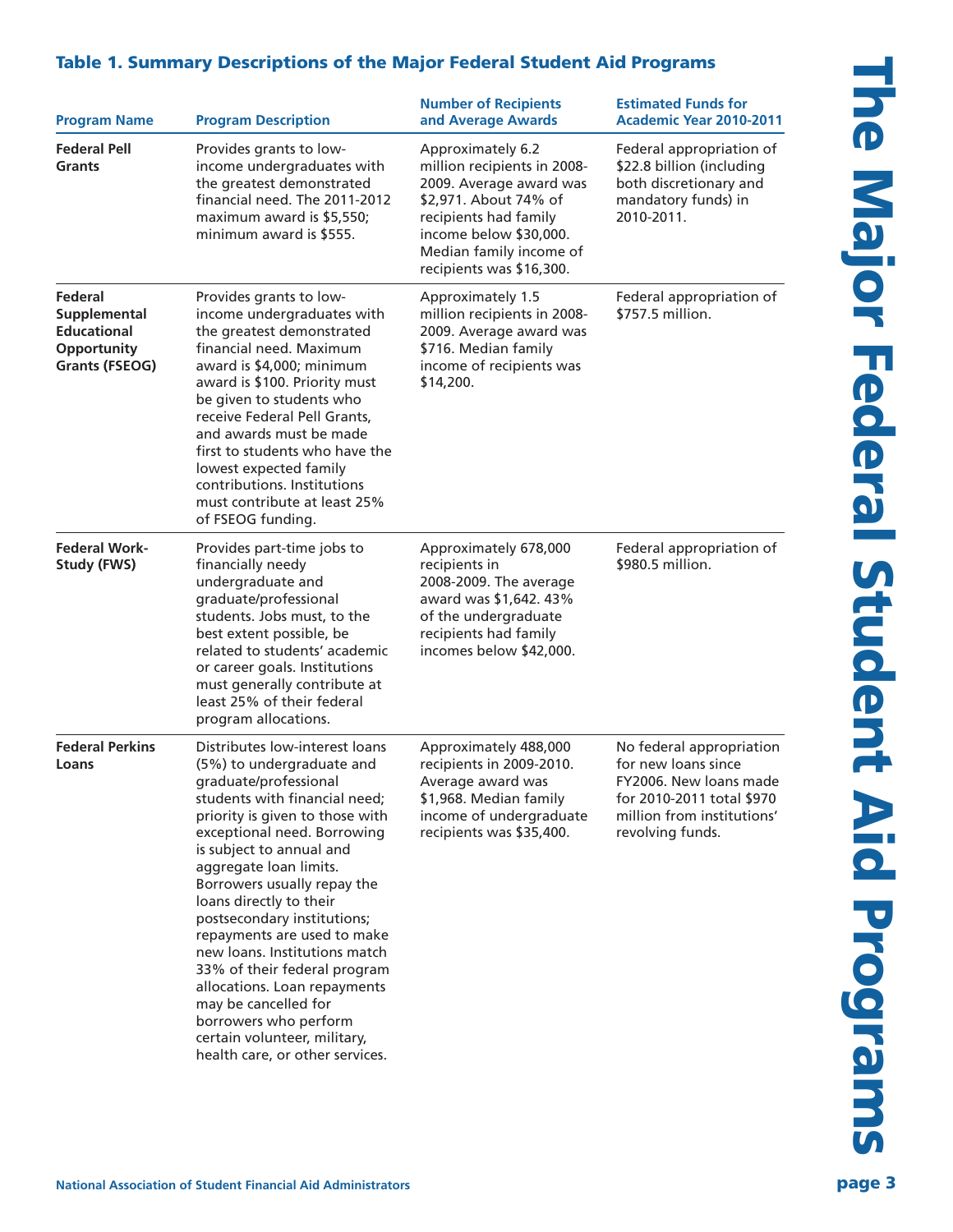### Table 1. Summary Descriptions of the Major Federal Student Aid Programs

| Program Name | Program Description | Number of Recipients and Average Awards | Estimated Funds for Academic Year 2010-2011 |
|---|---|---|---|
| **Federal Pell Grants** | Provides grants to low-income undergraduates with the greatest demonstrated financial need. The 2011-2012 maximum award is $5,550; minimum award is $555. | Approximately 6.2 million recipients in 2008-2009. Average award was $2,971. About 74% of recipients had family income below $30,000. Median family income of recipients was $16,300. | Federal appropriation of $22.8 billion (including both discretionary and mandatory funds) in 2010-2011. |
| **Federal Supplemental Educational Opportunity Grants (FSEOG)** | Provides grants to low-income undergraduates with the greatest demonstrated financial need. Maximum award is $4,000; minimum award is $100. Priority must be given to students who receive Federal Pell Grants, and awards must be made first to students who have the lowest expected family contributions. Institutions must contribute at least 25% of FSEOG funding. | Approximately 1.5 million recipients in 2008-2009. Average award was $716. Median family income of recipients was $14,200. | Federal appropriation of $757.5 million. |
| **Federal Work-Study (FWS)** | Provides part-time jobs to financially needy undergraduate and graduate/professional students. Jobs must, to the best extent possible, be related to students' academic or career goals. Institutions must generally contribute at least 25% of their federal program allocations. | Approximately 678,000 recipients in 2008-2009. The average award was $1,642. 43% of the undergraduate recipients had family incomes below $42,000. | Federal appropriation of $980.5 million. |
| **Federal Perkins Loans** | Distributes low-interest loans (5%) to undergraduate and graduate/professional students with financial need; priority is given to those with exceptional need. Borrowing is subject to annual and aggregate loan limits. Borrowers usually repay the loans directly to their postsecondary institutions; repayments are used to make new loans. Institutions match 33% of their federal program allocations. Loan repayments may be cancelled for borrowers who perform certain volunteer, military, health care, or other services. | Approximately 488,000 recipients in 2009-2010. Average award was $1,968. Median family income of undergraduate recipients was $35,400. | No federal appropriation for new loans since FY2006. New loans made for 2010-2011 total $970 million from institutions' revolving funds. |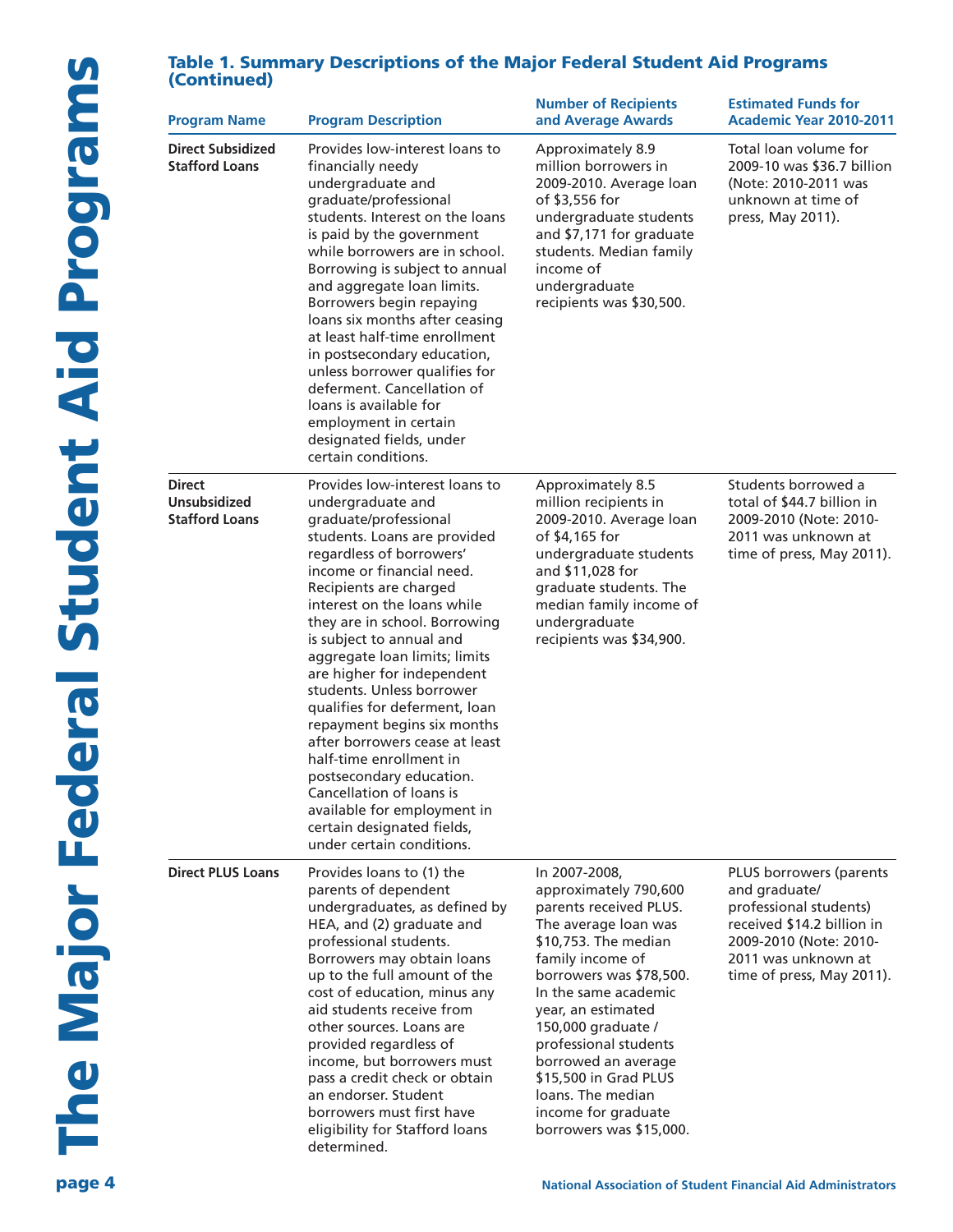### Table 1. Summary Descriptions of the Major Federal Student Aid Programs (Continued)

| Program Name | Program Description | Number of Recipients and Average Awards | Estimated Funds for Academic Year 2010-2011 |
|---|---|---|---|
| **Direct Subsidized Stafford Loans** | Provides low-interest loans to financially needy undergraduate and graduate/professional students. Interest on the loans is paid by the government while borrowers are in school. Borrowing is subject to annual and aggregate loan limits. Borrowers begin repaying loans six months after ceasing at least half-time enrollment in postsecondary education, unless borrower qualifies for deferment. Cancellation of loans is available for employment in certain designated fields, under certain conditions. | Approximately 8.9 million borrowers in 2009-2010. Average loan of $3,556 for undergraduate students and $7,171 for graduate students. Median family income of undergraduate recipients was $30,500. | Total loan volume for 2009-10 was $36.7 billion (Note: 2010-2011 was unknown at time of press, May 2011). |
| **Direct Unsubsidized Stafford Loans** | Provides low-interest loans to undergraduate and graduate/professional students. Loans are provided regardless of borrowers' income or financial need. Recipients are charged interest on the loans while they are in school. Borrowing is subject to annual and aggregate loan limits; limits are higher for independent students. Unless borrower qualifies for deferment, loan repayment begins six months after borrowers cease at least half-time enrollment in postsecondary education. Cancellation of loans is available for employment in certain designated fields, under certain conditions. | Approximately 8.5 million recipients in 2009-2010. Average loan of $4,165 for undergraduate students and $11,028 for graduate students. The median family income of undergraduate recipients was $34,900. | Students borrowed a total of $44.7 billion in 2009-2010 (Note: 2010-2011 was unknown at time of press, May 2011). |
| **Direct PLUS Loans** | Provides loans to (1) the parents of dependent undergraduates, as defined by HEA, and (2) graduate and professional students. Borrowers may obtain loans up to the full amount of the cost of education, minus any aid students receive from other sources. Loans are provided regardless of income, but borrowers must pass a credit check or obtain an endorser. Student borrowers must first have eligibility for Stafford loans determined. | In 2007-2008, approximately 790,600 parents received PLUS. The average loan was $10,753. The median family income of borrowers was $78,500. In the same academic year, an estimated 150,000 graduate / professional students borrowed an average $15,500 in Grad PLUS loans. The median income for graduate borrowers was $15,000. | PLUS borrowers (parents and graduate/ professional students) received $14.2 billion in 2009-2010 (Note: 2010-2011 was unknown at time of press, May 2011). |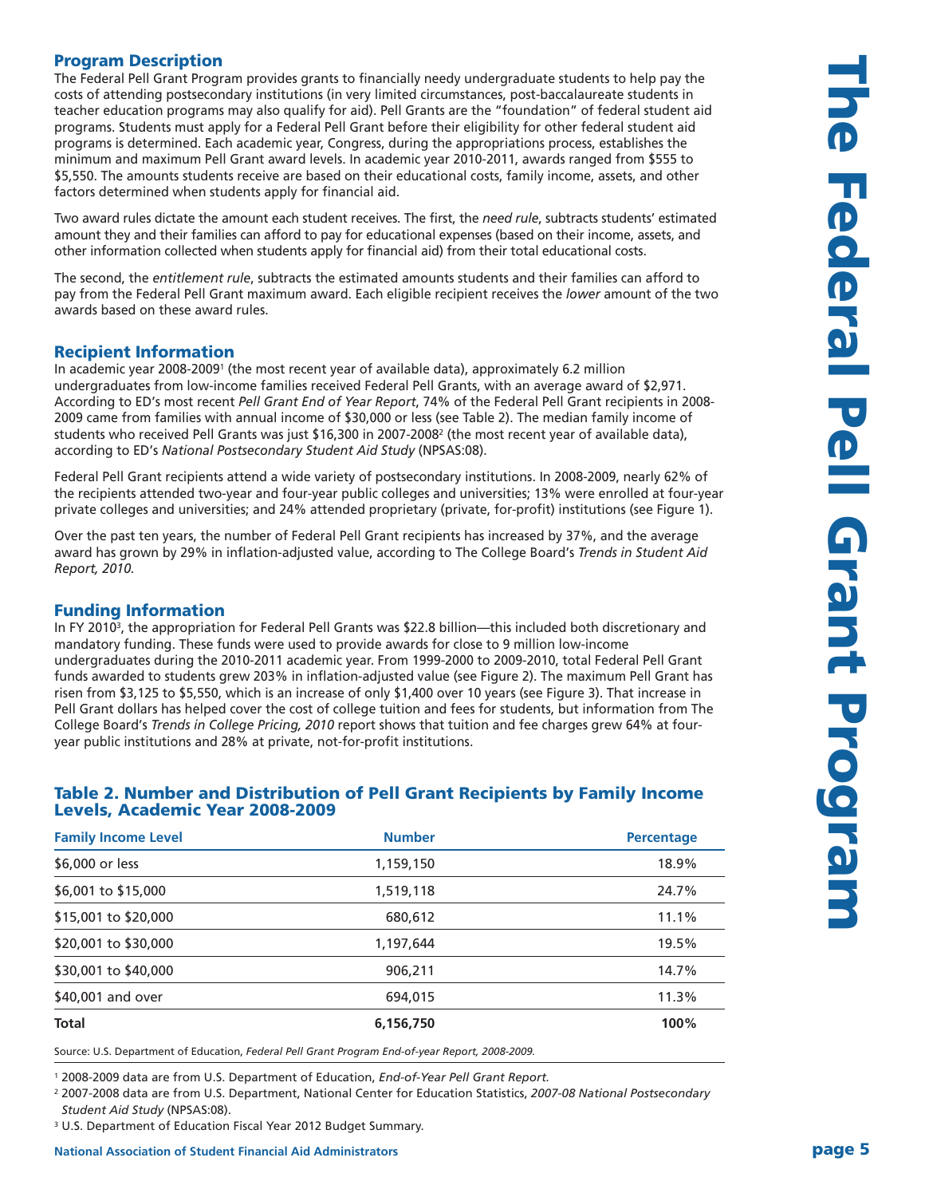## Program Description

The Federal Pell Grant Program provides grants to financially needy undergraduate students to help pay the costs of attending postsecondary institutions (in very limited circumstances, post-baccalaureate students in teacher education programs may also qualify for aid). Pell Grants are the "foundation" of federal student aid programs. Students must apply for a Federal Pell Grant before their eligibility for other federal student aid programs is determined. Each academic year, Congress, during the appropriations process, establishes the minimum and maximum Pell Grant award levels. In academic year 2010-2011, awards ranged from $555 to $5,550. The amounts students receive are based on their educational costs, family income, assets, and other factors determined when students apply for financial aid.

Two award rules dictate the amount each student receives. The first, the *need rule*, subtracts students' estimated amount they and their families can afford to pay for educational expenses (based on their income, assets, and other information collected when students apply for financial aid) from their total educational costs.

The second, the *entitlement rule*, subtracts the estimated amounts students and their families can afford to pay from the Federal Pell Grant maximum award. Each eligible recipient receives the *lower* amount of the two awards based on these award rules.

## Recipient Information

In academic year 2008-2009[1] (the most recent year of available data), approximately 6.2 million undergraduates from low-income families received Federal Pell Grants, with an average award of $2,971. According to ED's most recent *Pell Grant End of Year Report*, 74% of the Federal Pell Grant recipients in 2008-2009 came from families with annual income of $30,000 or less (see Table 2). The median family income of students who received Pell Grants was just $16,300 in 2007-2008[2] (the most recent year of available data), according to ED's *National Postsecondary Student Aid Study* (NPSAS:08).

Federal Pell Grant recipients attend a wide variety of postsecondary institutions. In 2008-2009, nearly 62% of the recipients attended two-year and four-year public colleges and universities; 13% were enrolled at four-year private colleges and universities; and 24% attended proprietary (private, for-profit) institutions (see Figure 1).

Over the past ten years, the number of Federal Pell Grant recipients has increased by 37%, and the average award has grown by 29% in inflation-adjusted value, according to The College Board's *Trends in Student Aid Report, 2010.*

## Funding Information

In FY 2010[3], the appropriation for Federal Pell Grants was $22.8 billion—this included both discretionary and mandatory funding. These funds were used to provide awards for close to 9 million low-income undergraduates during the 2010-2011 academic year. From 1999-2000 to 2009-2010, total Federal Pell Grant funds awarded to students grew 203% in inflation-adjusted value (see Figure 2). The maximum Pell Grant has risen from $3,125 to $5,550, which is an increase of only $1,400 over 10 years (see Figure 3). That increase in Pell Grant dollars has helped cover the cost of college tuition and fees for students, but information from The College Board's *Trends in College Pricing, 2010* report shows that tuition and fee charges grew 64% at four-year public institutions and 28% at private, not-for-profit institutions.

### Table 2. Number and Distribution of Pell Grant Recipients by Family Income Levels, Academic Year 2008-2009

| Family Income Level | Number | Percentage |
|---|---|---|
| $6,000 or less | 1,159,150 | 18.9% |
| $6,001 to $15,000 | 1,519,118 | 24.7% |
| $15,001 to $20,000 | 680,612 | 11.1% |
| $20,001 to $30,000 | 1,197,644 | 19.5% |
| $30,001 to $40,000 | 906,211 | 14.7% |
| $40,001 and over | 694,015 | 11.3% |
| **Total** | **6,156,750** | **100%** |

Source: U.S. Department of Education, *Federal Pell Grant Program End-of-year Report, 2008-2009.*

[1] 2008-2009 data are from U.S. Department of Education, *End-of-Year Pell Grant Report.*

[2] 2007-2008 data are from U.S. Department, National Center for Education Statistics, *2007-08 National Postsecondary Student Aid Study* (NPSAS:08).

[3] U.S. Department of Education Fiscal Year 2012 Budget Summary.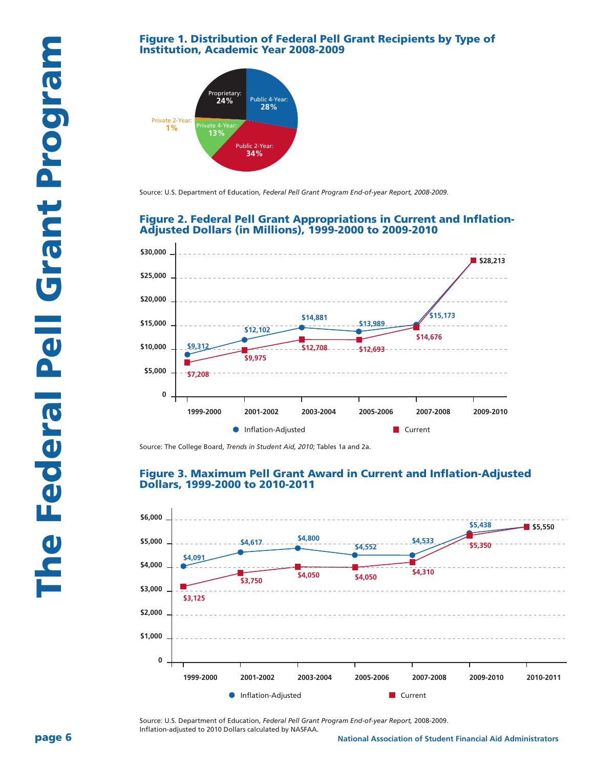### Figure 1. Distribution of Federal Pell Grant Recipients by Type of Institution, Academic Year 2008-2009

| Type of Institution | Percent |
|---|---|
| Public 4-Year | 28% |
| Public 2-Year | 34% |
| Private 4-Year | 13% |
| Private 2-Year | 1% |
| Proprietary | 24% |

Source: U.S. Department of Education, *Federal Pell Grant Program End-of-year Report, 2008-2009.*

### Figure 2. Federal Pell Grant Appropriations in Current and Inflation-Adjusted Dollars (in Millions), 1999-2000 to 2009-2010

| Year | Inflation-Adjusted | Current |
|---|---|---|
| 1999-2000 | $9,312 | $7,208 |
| 2001-2002 | $12,102 | $9,975 |
| 2003-2004 | $14,881 | $12,708 |
| 2005-2006 | $13,989 | $12,693 |
| 2007-2008 | $15,173 | $14,676 |
| 2009-2010 | $28,213 | $28,213 |

Source: The College Board, *Trends in Student Aid, 2010*; Tables 1a and 2a.

### Figure 3. Maximum Pell Grant Award in Current and Inflation-Adjusted Dollars, 1999-2000 to 2010-2011

| Year | Inflation-Adjusted | Current |
|---|---|---|
| 1999-2000 | $4,091 | $3,125 |
| 2001-2002 | $4,617 | $3,750 |
| 2003-2004 | $4,800 | $4,050 |
| 2005-2006 | $4,552 | $4,050 |
| 2007-2008 | $4,533 | $4,310 |
| 2009-2010 | $5,438 | $5,350 |
| 2010-2011 | $5,550 | $5,550 |

Source: U.S. Department of Education, *Federal Pell Grant Program End-of-year Report,* 2008-2009.
Inflation-adjusted to 2010 Dollars calculated by NASFAA.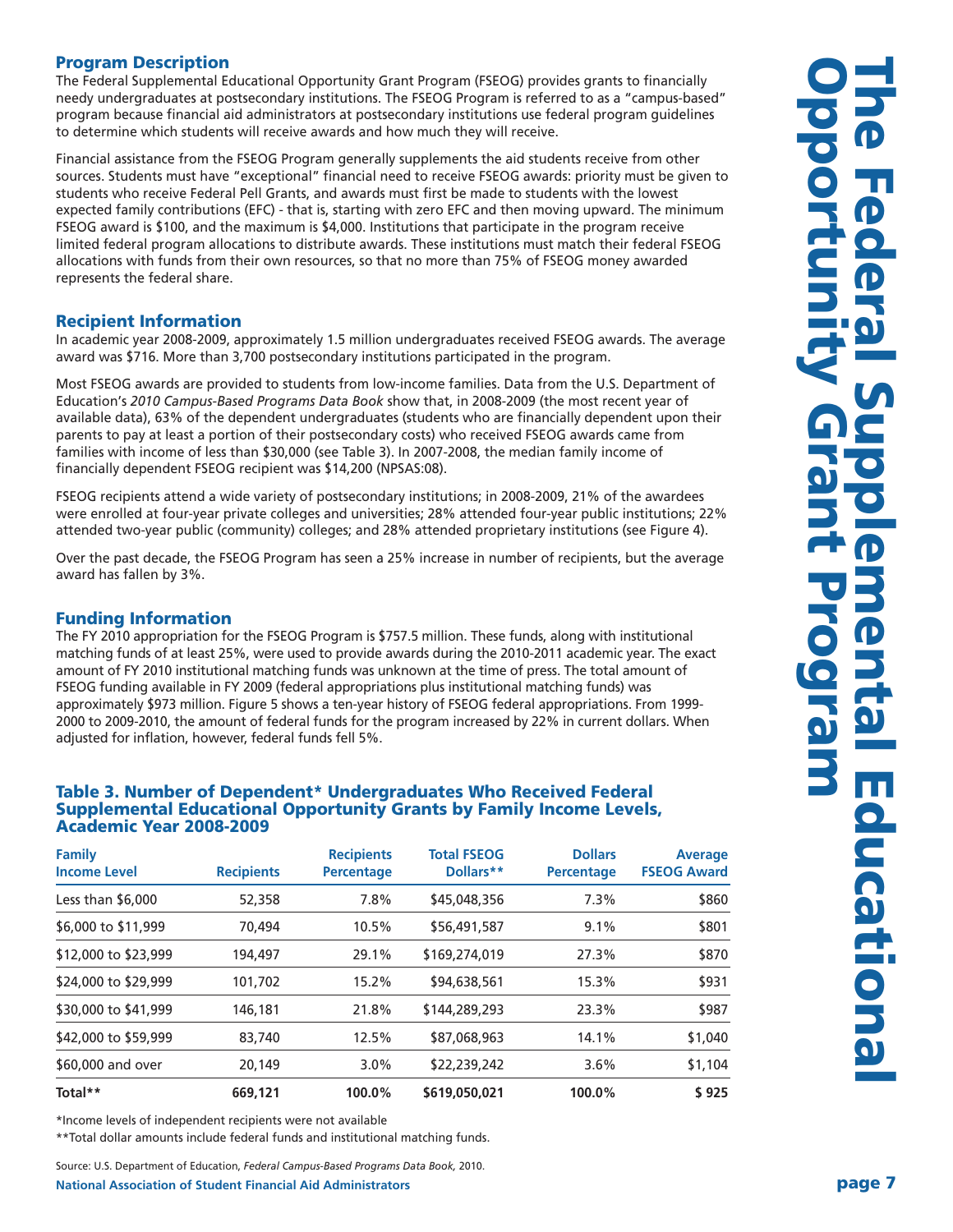# The Federal Supplemental Educational Opportunity Grant Program

## Program Description

The Federal Supplemental Educational Opportunity Grant Program (FSEOG) provides grants to financially needy undergraduates at postsecondary institutions. The FSEOG Program is referred to as a "campus-based" program because financial aid administrators at postsecondary institutions use federal program guidelines to determine which students will receive awards and how much they will receive.

Financial assistance from the FSEOG Program generally supplements the aid students receive from other sources. Students must have "exceptional" financial need to receive FSEOG awards: priority must be given to students who receive Federal Pell Grants, and awards must first be made to students with the lowest expected family contributions (EFC) - that is, starting with zero EFC and then moving upward. The minimum FSEOG award is $100, and the maximum is $4,000. Institutions that participate in the program receive limited federal program allocations to distribute awards. These institutions must match their federal FSEOG allocations with funds from their own resources, so that no more than 75% of FSEOG money awarded represents the federal share.

## Recipient Information

In academic year 2008-2009, approximately 1.5 million undergraduates received FSEOG awards. The average award was $716. More than 3,700 postsecondary institutions participated in the program.

Most FSEOG awards are provided to students from low-income families. Data from the U.S. Department of Education's *2010 Campus-Based Programs Data Book* show that, in 2008-2009 (the most recent year of available data), 63% of the dependent undergraduates (students who are financially dependent upon their parents to pay at least a portion of their postsecondary costs) who received FSEOG awards came from families with income of less than $30,000 (see Table 3). In 2007-2008, the median family income of financially dependent FSEOG recipient was $14,200 (NPSAS:08).

FSEOG recipients attend a wide variety of postsecondary institutions; in 2008-2009, 21% of the awardees were enrolled at four-year private colleges and universities; 28% attended four-year public institutions; 22% attended two-year public (community) colleges; and 28% attended proprietary institutions (see Figure 4).

Over the past decade, the FSEOG Program has seen a 25% increase in number of recipients, but the average award has fallen by 3%.

## Funding Information

The FY 2010 appropriation for the FSEOG Program is $757.5 million. These funds, along with institutional matching funds of at least 25%, were used to provide awards during the 2010-2011 academic year. The exact amount of FY 2010 institutional matching funds was unknown at the time of press. The total amount of FSEOG funding available in FY 2009 (federal appropriations plus institutional matching funds) was approximately $973 million. Figure 5 shows a ten-year history of FSEOG federal appropriations. From 1999-2000 to 2009-2010, the amount of federal funds for the program increased by 22% in current dollars. When adjusted for inflation, however, federal funds fell 5%.

### Table 3. Number of Dependent* Undergraduates Who Received Federal Supplemental Educational Opportunity Grants by Family Income Levels, Academic Year 2008-2009

| Family Income Level | Recipients | Recipients Percentage | Total FSEOG Dollars** | Dollars Percentage | Average FSEOG Award |
|---|---|---|---|---|---|
| Less than $6,000 | 52,358 | 7.8% | $45,048,356 | 7.3% | $860 |
| $6,000 to $11,999 | 70,494 | 10.5% | $56,491,587 | 9.1% | $801 |
| $12,000 to $23,999 | 194,497 | 29.1% | $169,274,019 | 27.3% | $870 |
| $24,000 to $29,999 | 101,702 | 15.2% | $94,638,561 | 15.3% | $931 |
| $30,000 to $41,999 | 146,181 | 21.8% | $144,289,293 | 23.3% | $987 |
| $42,000 to $59,999 | 83,740 | 12.5% | $87,068,963 | 14.1% | $1,040 |
| $60,000 and over | 20,149 | 3.0% | $22,239,242 | 3.6% | $1,104 |
| **Total**** | **669,121** | **100.0%** | **$619,050,021** | **100.0%** | **$ 925** |

*Income levels of independent recipients were not available

**Total dollar amounts include federal funds and institutional matching funds.

Source: U.S. Department of Education, *Federal Campus-Based Programs Data Book,* 2010.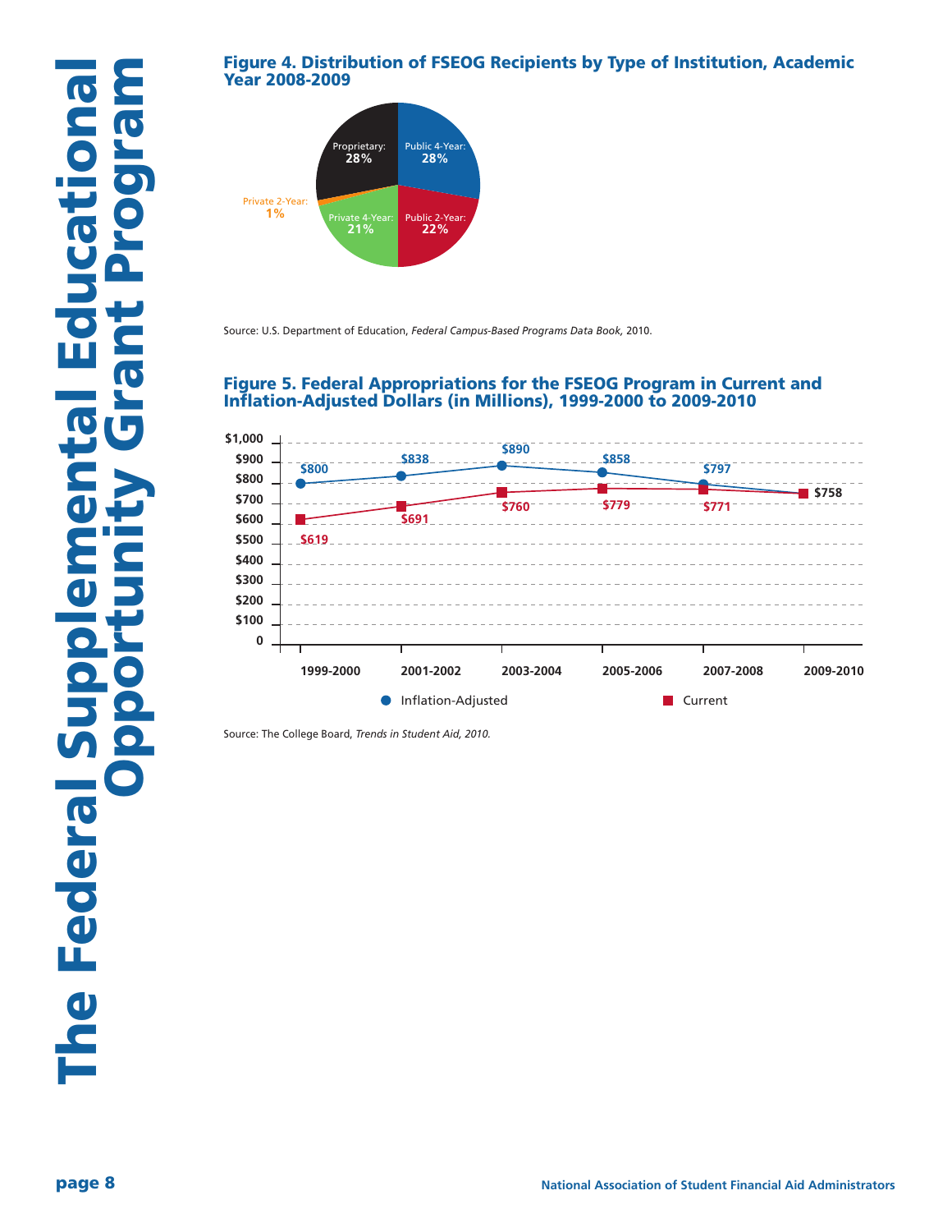**Figure 4. Distribution of FSEOG Recipients by Type of Institution, Academic Year 2008-2009**

| Type of Institution | Percentage |
|---|---|
| Public 4-Year | 28% |
| Public 2-Year | 22% |
| Private 4-Year | 21% |
| Private 2-Year | 1% |
| Proprietary | 28% |

Source: U.S. Department of Education, *Federal Campus-Based Programs Data Book,* 2010.

**Figure 5. Federal Appropriations for the FSEOG Program in Current and Inflation-Adjusted Dollars (in Millions), 1999-2000 to 2009-2010**

| Year | Inflation-Adjusted | Current |
|---|---|---|
| 1999-2000 | $800 | $619 |
| 2001-2002 | $838 | $691 |
| 2003-2004 | $890 | $760 |
| 2005-2006 | $858 | $779 |
| 2007-2008 | $797 | $771 |
| 2009-2010 | $758 | $758 |

Source: The College Board, *Trends in Student Aid, 2010.*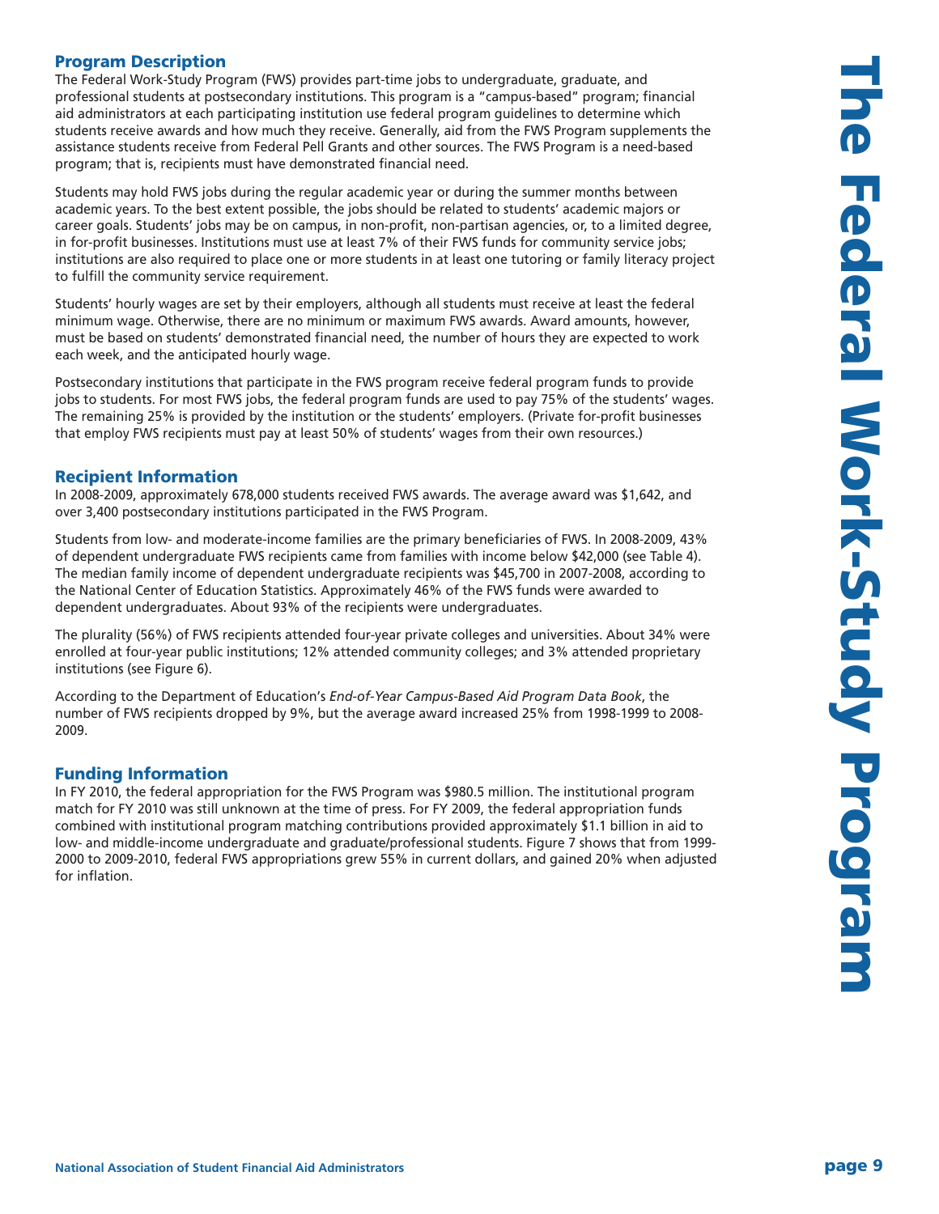# The Federal Work-Study Program

## Program Description

The Federal Work-Study Program (FWS) provides part-time jobs to undergraduate, graduate, and professional students at postsecondary institutions. This program is a "campus-based" program; financial aid administrators at each participating institution use federal program guidelines to determine which students receive awards and how much they receive. Generally, aid from the FWS Program supplements the assistance students receive from Federal Pell Grants and other sources. The FWS Program is a need-based program; that is, recipients must have demonstrated financial need.

Students may hold FWS jobs during the regular academic year or during the summer months between academic years. To the best extent possible, the jobs should be related to students' academic majors or career goals. Students' jobs may be on campus, in non-profit, non-partisan agencies, or, to a limited degree, in for-profit businesses. Institutions must use at least 7% of their FWS funds for community service jobs; institutions are also required to place one or more students in at least one tutoring or family literacy project to fulfill the community service requirement.

Students' hourly wages are set by their employers, although all students must receive at least the federal minimum wage. Otherwise, there are no minimum or maximum FWS awards. Award amounts, however, must be based on students' demonstrated financial need, the number of hours they are expected to work each week, and the anticipated hourly wage.

Postsecondary institutions that participate in the FWS program receive federal program funds to provide jobs to students. For most FWS jobs, the federal program funds are used to pay 75% of the students' wages. The remaining 25% is provided by the institution or the students' employers. (Private for-profit businesses that employ FWS recipients must pay at least 50% of students' wages from their own resources.)

## Recipient Information

In 2008-2009, approximately 678,000 students received FWS awards. The average award was $1,642, and over 3,400 postsecondary institutions participated in the FWS Program.

Students from low- and moderate-income families are the primary beneficiaries of FWS. In 2008-2009, 43% of dependent undergraduate FWS recipients came from families with income below $42,000 (see Table 4). The median family income of dependent undergraduate recipients was $45,700 in 2007-2008, according to the National Center of Education Statistics. Approximately 46% of the FWS funds were awarded to dependent undergraduates. About 93% of the recipients were undergraduates.

The plurality (56%) of FWS recipients attended four-year private colleges and universities. About 34% were enrolled at four-year public institutions; 12% attended community colleges; and 3% attended proprietary institutions (see Figure 6).

According to the Department of Education's *End-of-Year Campus-Based Aid Program Data Book*, the number of FWS recipients dropped by 9%, but the average award increased 25% from 1998-1999 to 2008-2009.

## Funding Information

In FY 2010, the federal appropriation for the FWS Program was $980.5 million. The institutional program match for FY 2010 was still unknown at the time of press. For FY 2009, the federal appropriation funds combined with institutional program matching contributions provided approximately $1.1 billion in aid to low- and middle-income undergraduate and graduate/professional students. Figure 7 shows that from 1999-2000 to 2009-2010, federal FWS appropriations grew 55% in current dollars, and gained 20% when adjusted for inflation.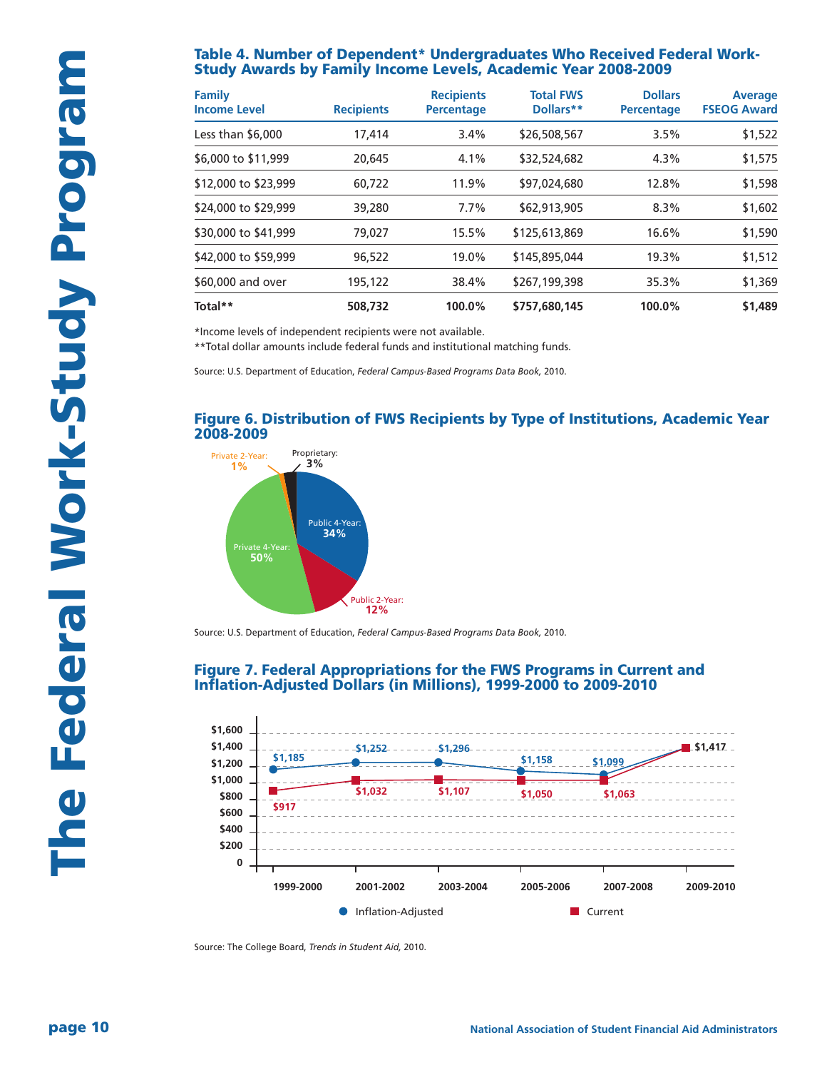### Table 4. Number of Dependent* Undergraduates Who Received Federal Work-Study Awards by Family Income Levels, Academic Year 2008-2009

| Family Income Level | Recipients | Recipients Percentage | Total FWS Dollars** | Dollars Percentage | Average FSEOG Award |
|---|---|---|---|---|---|
| Less than $6,000 | 17,414 | 3.4% | $26,508,567 | 3.5% | $1,522 |
| $6,000 to $11,999 | 20,645 | 4.1% | $32,524,682 | 4.3% | $1,575 |
| $12,000 to $23,999 | 60,722 | 11.9% | $97,024,680 | 12.8% | $1,598 |
| $24,000 to $29,999 | 39,280 | 7.7% | $62,913,905 | 8.3% | $1,602 |
| $30,000 to $41,999 | 79,027 | 15.5% | $125,613,869 | 16.6% | $1,590 |
| $42,000 to $59,999 | 96,522 | 19.0% | $145,895,044 | 19.3% | $1,512 |
| $60,000 and over | 195,122 | 38.4% | $267,199,398 | 35.3% | $1,369 |
| **Total**** | **508,732** | **100.0%** | **$757,680,145** | **100.0%** | **$1,489** |

*Income levels of independent recipients were not available.

**Total dollar amounts include federal funds and institutional matching funds.

Source: U.S. Department of Education, *Federal Campus-Based Programs Data Book,* 2010.

### Figure 6. Distribution of FWS Recipients by Type of Institutions, Academic Year 2008-2009

| Type of Institution | Percentage |
|---|---|
| Public 4-Year | 34% |
| Public 2-Year | 12% |
| Private 4-Year | 50% |
| Private 2-Year | 1% |
| Proprietary | 3% |

Source: U.S. Department of Education, *Federal Campus-Based Programs Data Book,* 2010.

### Figure 7. Federal Appropriations for the FWS Programs in Current and Inflation-Adjusted Dollars (in Millions), 1999-2000 to 2009-2010

| Year | Inflation-Adjusted | Current |
|---|---|---|
| 1999-2000 | $1,185 | $917 |
| 2001-2002 | $1,252 | $1,032 |
| 2003-2004 | $1,296 | $1,107 |
| 2005-2006 | $1,158 | $1,050 |
| 2007-2008 | $1,099 | $1,063 |
| 2009-2010 | $1,417 | $1,417 |

Source: The College Board, *Trends in Student Aid,* 2010.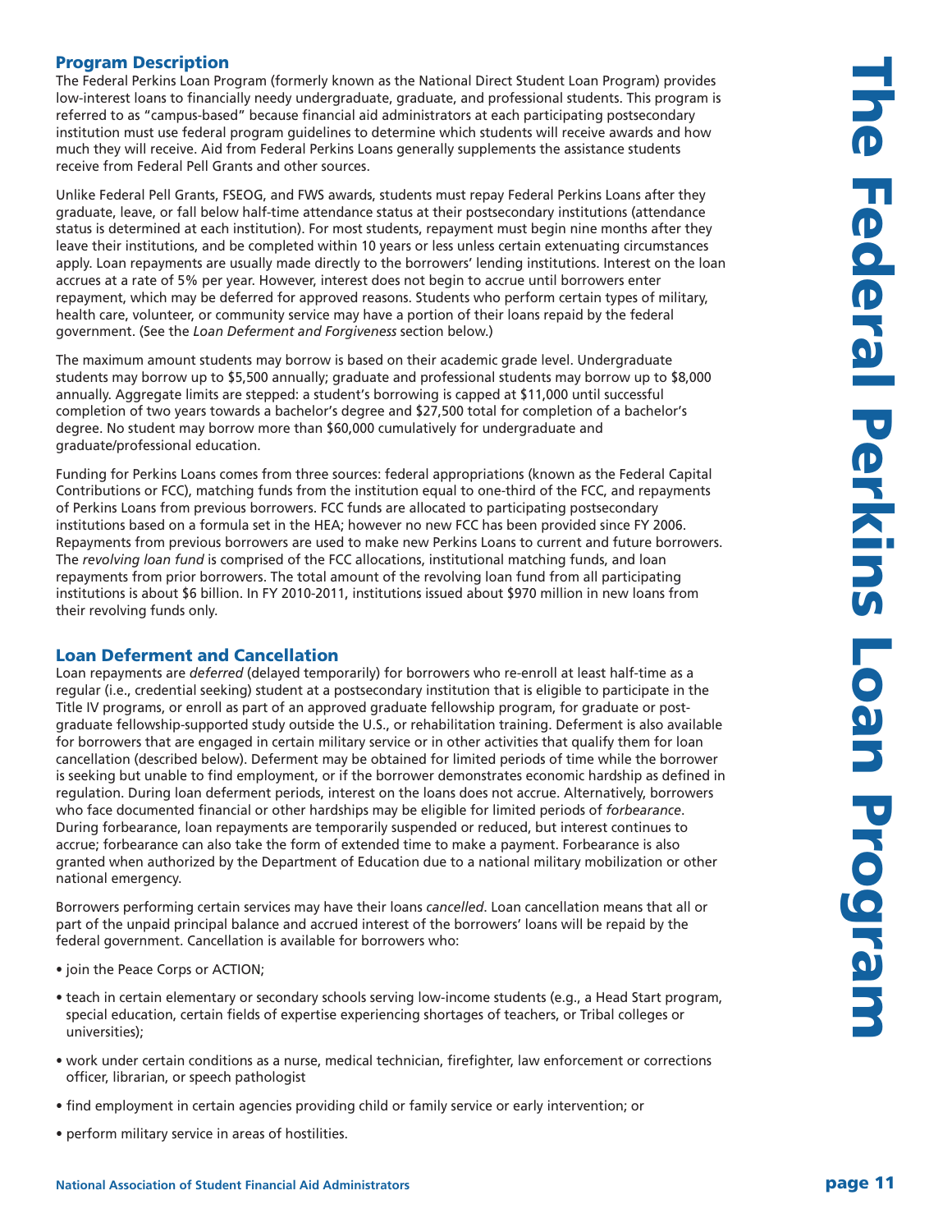# The Federal Perkins Loan Program

## Program Description

The Federal Perkins Loan Program (formerly known as the National Direct Student Loan Program) provides low-interest loans to financially needy undergraduate, graduate, and professional students. This program is referred to as "campus-based" because financial aid administrators at each participating postsecondary institution must use federal program guidelines to determine which students will receive awards and how much they will receive. Aid from Federal Perkins Loans generally supplements the assistance students receive from Federal Pell Grants and other sources.

Unlike Federal Pell Grants, FSEOG, and FWS awards, students must repay Federal Perkins Loans after they graduate, leave, or fall below half-time attendance status at their postsecondary institutions (attendance status is determined at each institution). For most students, repayment must begin nine months after they leave their institutions, and be completed within 10 years or less unless certain extenuating circumstances apply. Loan repayments are usually made directly to the borrowers' lending institutions. Interest on the loan accrues at a rate of 5% per year. However, interest does not begin to accrue until borrowers enter repayment, which may be deferred for approved reasons. Students who perform certain types of military, health care, volunteer, or community service may have a portion of their loans repaid by the federal government. (See the *Loan Deferment and Forgiveness* section below.)

The maximum amount students may borrow is based on their academic grade level. Undergraduate students may borrow up to $5,500 annually; graduate and professional students may borrow up to $8,000 annually. Aggregate limits are stepped: a student's borrowing is capped at $11,000 until successful completion of two years towards a bachelor's degree and $27,500 total for completion of a bachelor's degree. No student may borrow more than $60,000 cumulatively for undergraduate and graduate/professional education.

Funding for Perkins Loans comes from three sources: federal appropriations (known as the Federal Capital Contributions or FCC), matching funds from the institution equal to one-third of the FCC, and repayments of Perkins Loans from previous borrowers. FCC funds are allocated to participating postsecondary institutions based on a formula set in the HEA; however no new FCC has been provided since FY 2006. Repayments from previous borrowers are used to make new Perkins Loans to current and future borrowers. The *revolving loan fund* is comprised of the FCC allocations, institutional matching funds, and loan repayments from prior borrowers. The total amount of the revolving loan fund from all participating institutions is about $6 billion. In FY 2010-2011, institutions issued about $970 million in new loans from their revolving funds only.

## Loan Deferment and Cancellation

Loan repayments are *deferred* (delayed temporarily) for borrowers who re-enroll at least half-time as a regular (i.e., credential seeking) student at a postsecondary institution that is eligible to participate in the Title IV programs, or enroll as part of an approved graduate fellowship program, for graduate or post-graduate fellowship-supported study outside the U.S., or rehabilitation training. Deferment is also available for borrowers that are engaged in certain military service or in other activities that qualify them for loan cancellation (described below). Deferment may be obtained for limited periods of time while the borrower is seeking but unable to find employment, or if the borrower demonstrates economic hardship as defined in regulation. During loan deferment periods, interest on the loans does not accrue. Alternatively, borrowers who face documented financial or other hardships may be eligible for limited periods of *forbearance*. During forbearance, loan repayments are temporarily suspended or reduced, but interest continues to accrue; forbearance can also take the form of extended time to make a payment. Forbearance is also granted when authorized by the Department of Education due to a national military mobilization or other national emergency.

Borrowers performing certain services may have their loans *cancelled*. Loan cancellation means that all or part of the unpaid principal balance and accrued interest of the borrowers' loans will be repaid by the federal government. Cancellation is available for borrowers who:

- join the Peace Corps or ACTION;
- teach in certain elementary or secondary schools serving low-income students (e.g., a Head Start program, special education, certain fields of expertise experiencing shortages of teachers, or Tribal colleges or universities);
- work under certain conditions as a nurse, medical technician, firefighter, law enforcement or corrections officer, librarian, or speech pathologist
- find employment in certain agencies providing child or family service or early intervention; or
- perform military service in areas of hostilities.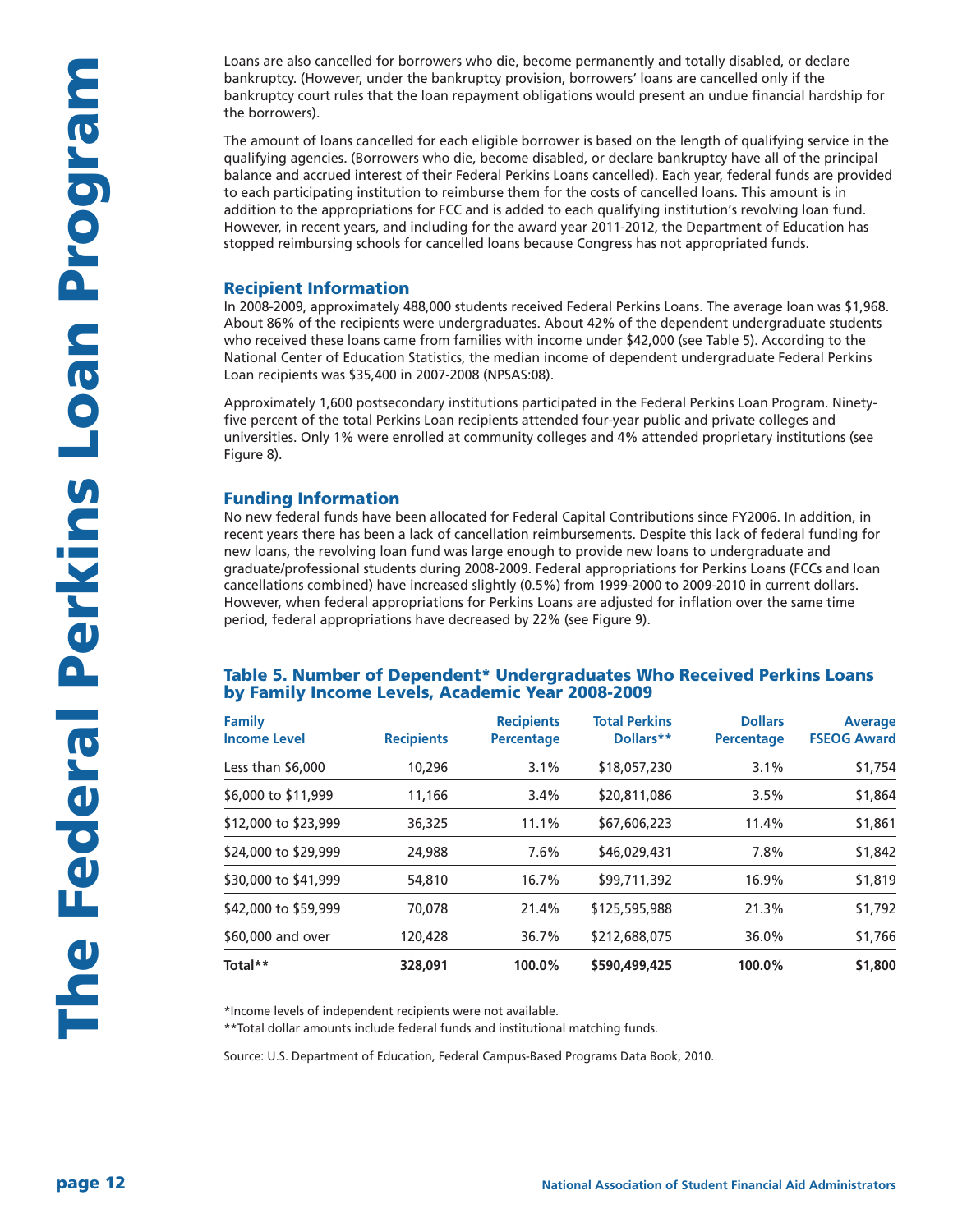Loans are also cancelled for borrowers who die, become permanently and totally disabled, or declare bankruptcy. (However, under the bankruptcy provision, borrowers' loans are cancelled only if the bankruptcy court rules that the loan repayment obligations would present an undue financial hardship for the borrowers).

The amount of loans cancelled for each eligible borrower is based on the length of qualifying service in the qualifying agencies. (Borrowers who die, become disabled, or declare bankruptcy have all of the principal balance and accrued interest of their Federal Perkins Loans cancelled). Each year, federal funds are provided to each participating institution to reimburse them for the costs of cancelled loans. This amount is in addition to the appropriations for FCC and is added to each qualifying institution's revolving loan fund. However, in recent years, and including for the award year 2011-2012, the Department of Education has stopped reimbursing schools for cancelled loans because Congress has not appropriated funds.

## Recipient Information

In 2008-2009, approximately 488,000 students received Federal Perkins Loans. The average loan was $1,968. About 86% of the recipients were undergraduates. About 42% of the dependent undergraduate students who received these loans came from families with income under $42,000 (see Table 5). According to the National Center of Education Statistics, the median income of dependent undergraduate Federal Perkins Loan recipients was $35,400 in 2007-2008 (NPSAS:08).

Approximately 1,600 postsecondary institutions participated in the Federal Perkins Loan Program. Ninety-five percent of the total Perkins Loan recipients attended four-year public and private colleges and universities. Only 1% were enrolled at community colleges and 4% attended proprietary institutions (see Figure 8).

## Funding Information

No new federal funds have been allocated for Federal Capital Contributions since FY2006. In addition, in recent years there has been a lack of cancellation reimbursements. Despite this lack of federal funding for new loans, the revolving loan fund was large enough to provide new loans to undergraduate and graduate/professional students during 2008-2009. Federal appropriations for Perkins Loans (FCCs and loan cancellations combined) have increased slightly (0.5%) from 1999-2000 to 2009-2010 in current dollars. However, when federal appropriations for Perkins Loans are adjusted for inflation over the same time period, federal appropriations have decreased by 22% (see Figure 9).

### Table 5. Number of Dependent* Undergraduates Who Received Perkins Loans by Family Income Levels, Academic Year 2008-2009

| Family Income Level | Recipients | Recipients Percentage | Total Perkins Dollars** | Dollars Percentage | Average FSEOG Award |
|---|---|---|---|---|---|
| Less than $6,000 | 10,296 | 3.1% | $18,057,230 | 3.1% | $1,754 |
| $6,000 to $11,999 | 11,166 | 3.4% | $20,811,086 | 3.5% | $1,864 |
| $12,000 to $23,999 | 36,325 | 11.1% | $67,606,223 | 11.4% | $1,861 |
| $24,000 to $29,999 | 24,988 | 7.6% | $46,029,431 | 7.8% | $1,842 |
| $30,000 to $41,999 | 54,810 | 16.7% | $99,711,392 | 16.9% | $1,819 |
| $42,000 to $59,999 | 70,078 | 21.4% | $125,595,988 | 21.3% | $1,792 |
| $60,000 and over | 120,428 | 36.7% | $212,688,075 | 36.0% | $1,766 |
| **Total**** | **328,091** | **100.0%** | **$590,499,425** | **100.0%** | **$1,800** |

*Income levels of independent recipients were not available.

**Total dollar amounts include federal funds and institutional matching funds.

Source: U.S. Department of Education, Federal Campus-Based Programs Data Book, 2010.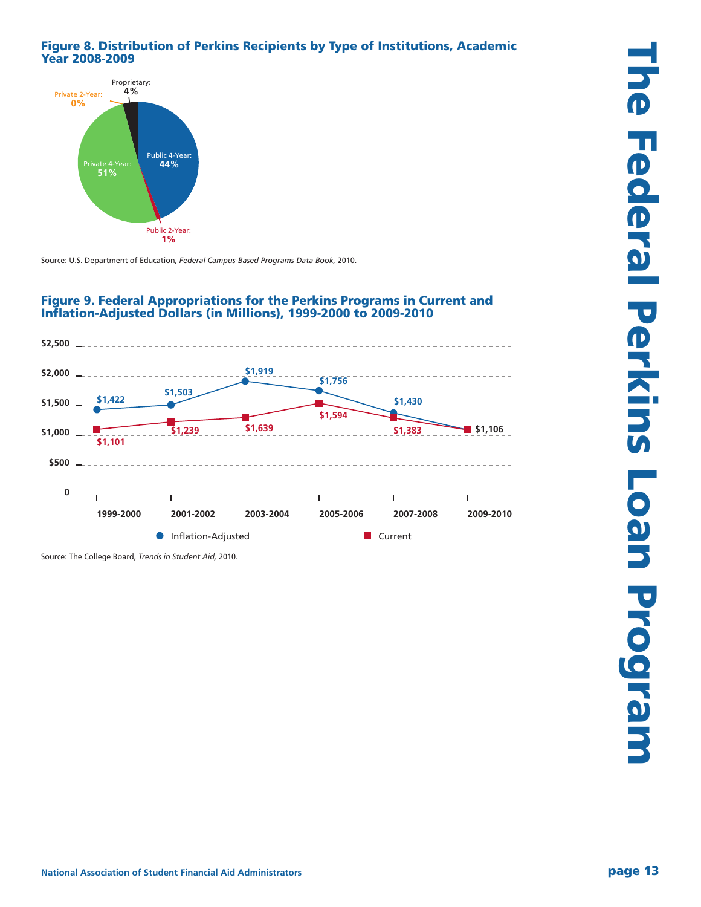#### Figure 8. Distribution of Perkins Recipients by Type of Institutions, Academic Year 2008-2009

| Type of Institution | Share |
|---|---|
| Public 4-Year | 44% |
| Private 4-Year | 51% |
| Public 2-Year | 1% |
| Private 2-Year | 0% |
| Proprietary | 4% |

Source: U.S. Department of Education, *Federal Campus-Based Programs Data Book,* 2010.

#### Figure 9. Federal Appropriations for the Perkins Programs in Current and Inflation-Adjusted Dollars (in Millions), 1999-2000 to 2009-2010

| Year | Inflation-Adjusted | Current |
|---|---|---|
| 1999-2000 | $1,422 | $1,101 |
| 2001-2002 | $1,503 | $1,239 |
| 2003-2004 | $1,919 | $1,639 |
| 2005-2006 | $1,756 | $1,594 |
| 2007-2008 | $1,430 | $1,383 |
| 2009-2010 | $1,106 | $1,106 |

Source: The College Board, *Trends in Student Aid,* 2010.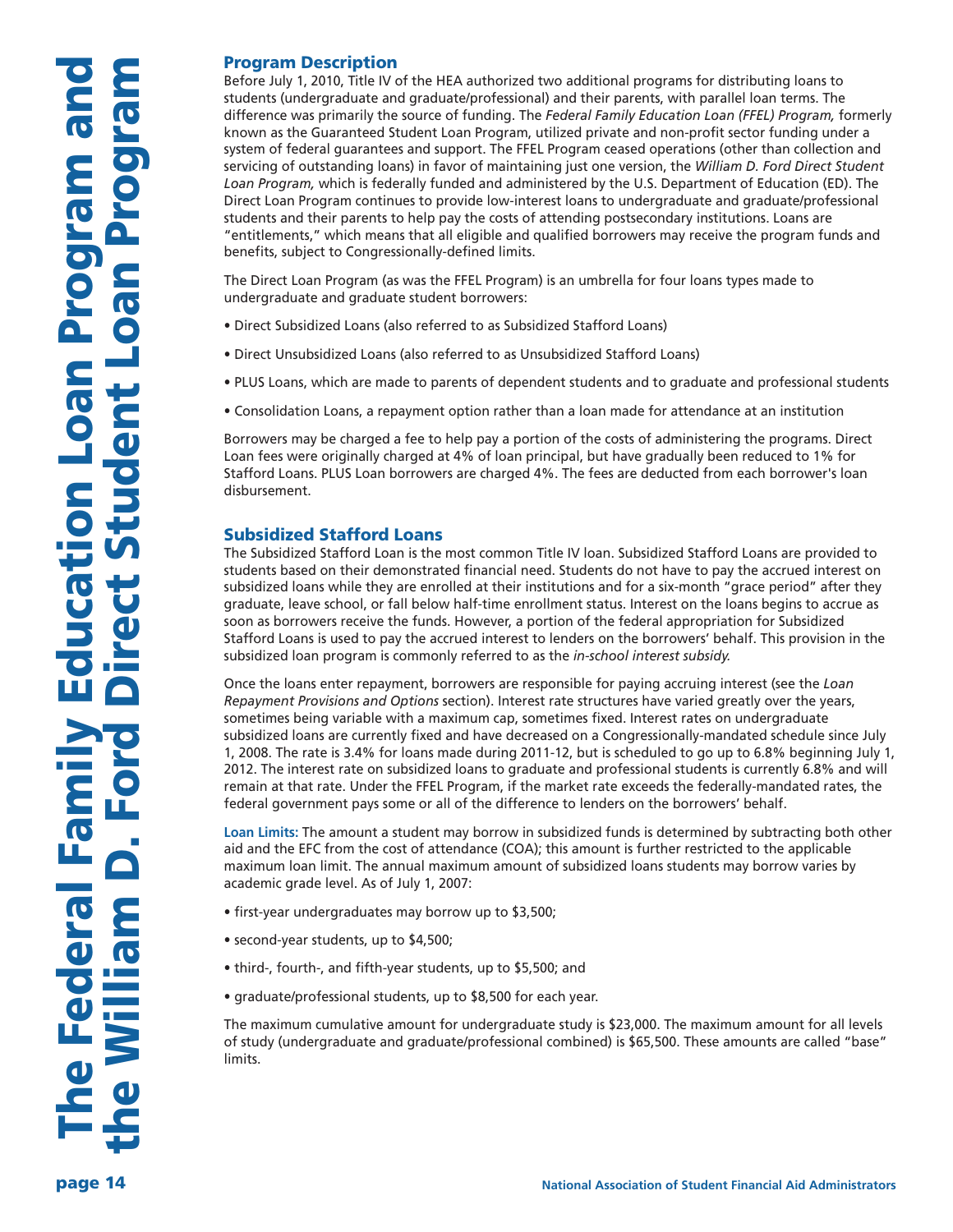## Program Description

Before July 1, 2010, Title IV of the HEA authorized two additional programs for distributing loans to students (undergraduate and graduate/professional) and their parents, with parallel loan terms. The difference was primarily the source of funding. The *Federal Family Education Loan (FFEL) Program,* formerly known as the Guaranteed Student Loan Program, utilized private and non-profit sector funding under a system of federal guarantees and support. The FFEL Program ceased operations (other than collection and servicing of outstanding loans) in favor of maintaining just one version, the *William D. Ford Direct Student Loan Program,* which is federally funded and administered by the U.S. Department of Education (ED). The Direct Loan Program continues to provide low-interest loans to undergraduate and graduate/professional students and their parents to help pay the costs of attending postsecondary institutions. Loans are "entitlements," which means that all eligible and qualified borrowers may receive the program funds and benefits, subject to Congressionally-defined limits.

The Direct Loan Program (as was the FFEL Program) is an umbrella for four loans types made to undergraduate and graduate student borrowers:

- Direct Subsidized Loans (also referred to as Subsidized Stafford Loans)
- Direct Unsubsidized Loans (also referred to as Unsubsidized Stafford Loans)
- PLUS Loans, which are made to parents of dependent students and to graduate and professional students
- Consolidation Loans, a repayment option rather than a loan made for attendance at an institution

Borrowers may be charged a fee to help pay a portion of the costs of administering the programs. Direct Loan fees were originally charged at 4% of loan principal, but have gradually been reduced to 1% for Stafford Loans. PLUS Loan borrowers are charged 4%. The fees are deducted from each borrower's loan disbursement.

## Subsidized Stafford Loans

The Subsidized Stafford Loan is the most common Title IV loan. Subsidized Stafford Loans are provided to students based on their demonstrated financial need. Students do not have to pay the accrued interest on subsidized loans while they are enrolled at their institutions and for a six-month "grace period" after they graduate, leave school, or fall below half-time enrollment status. Interest on the loans begins to accrue as soon as borrowers receive the funds. However, a portion of the federal appropriation for Subsidized Stafford Loans is used to pay the accrued interest to lenders on the borrowers' behalf. This provision in the subsidized loan program is commonly referred to as the *in-school interest subsidy.*

Once the loans enter repayment, borrowers are responsible for paying accruing interest (see the *Loan Repayment Provisions and Options* section). Interest rate structures have varied greatly over the years, sometimes being variable with a maximum cap, sometimes fixed. Interest rates on undergraduate subsidized loans are currently fixed and have decreased on a Congressionally-mandated schedule since July 1, 2008. The rate is 3.4% for loans made during 2011-12, but is scheduled to go up to 6.8% beginning July 1, 2012. The interest rate on subsidized loans to graduate and professional students is currently 6.8% and will remain at that rate. Under the FFEL Program, if the market rate exceeds the federally-mandated rates, the federal government pays some or all of the difference to lenders on the borrowers' behalf.

**Loan Limits:** The amount a student may borrow in subsidized funds is determined by subtracting both other aid and the EFC from the cost of attendance (COA); this amount is further restricted to the applicable maximum loan limit. The annual maximum amount of subsidized loans students may borrow varies by academic grade level. As of July 1, 2007:

- first-year undergraduates may borrow up to $3,500;
- second-year students, up to $4,500;
- third-, fourth-, and fifth-year students, up to $5,500; and
- graduate/professional students, up to $8,500 for each year.

The maximum cumulative amount for undergraduate study is $23,000. The maximum amount for all levels of study (undergraduate and graduate/professional combined) is $65,500. These amounts are called "base" limits.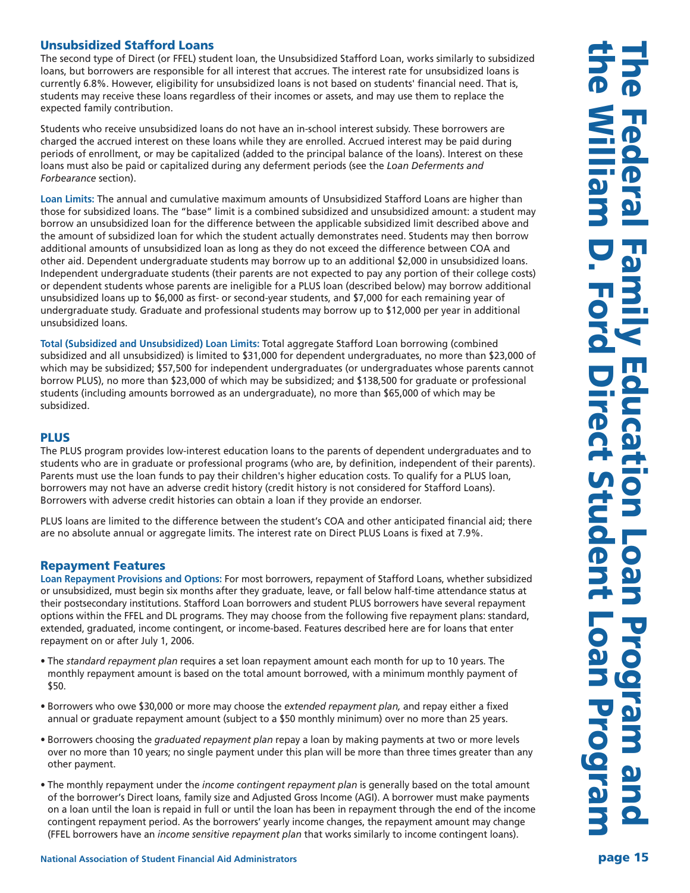## Unsubsidized Stafford Loans

The second type of Direct (or FFEL) student loan, the Unsubsidized Stafford Loan, works similarly to subsidized loans, but borrowers are responsible for all interest that accrues. The interest rate for unsubsidized loans is currently 6.8%. However, eligibility for unsubsidized loans is not based on students' financial need. That is, students may receive these loans regardless of their incomes or assets, and may use them to replace the expected family contribution.

Students who receive unsubsidized loans do not have an in-school interest subsidy. These borrowers are charged the accrued interest on these loans while they are enrolled. Accrued interest may be paid during periods of enrollment, or may be capitalized (added to the principal balance of the loans). Interest on these loans must also be paid or capitalized during any deferment periods (see the *Loan Deferments and Forbearance* section).

**Loan Limits:** The annual and cumulative maximum amounts of Unsubsidized Stafford Loans are higher than those for subsidized loans. The "base" limit is a combined subsidized and unsubsidized amount: a student may borrow an unsubsidized loan for the difference between the applicable subsidized limit described above and the amount of subsidized loan for which the student actually demonstrates need. Students may then borrow additional amounts of unsubsidized loan as long as they do not exceed the difference between COA and other aid. Dependent undergraduate students may borrow up to an additional $2,000 in unsubsidized loans. Independent undergraduate students (their parents are not expected to pay any portion of their college costs) or dependent students whose parents are ineligible for a PLUS loan (described below) may borrow additional unsubsidized loans up to $6,000 as first- or second-year students, and $7,000 for each remaining year of undergraduate study. Graduate and professional students may borrow up to $12,000 per year in additional unsubsidized loans.

**Total (Subsidized and Unsubsidized) Loan Limits:** Total aggregate Stafford Loan borrowing (combined subsidized and all unsubsidized) is limited to $31,000 for dependent undergraduates, no more than $23,000 of which may be subsidized; $57,500 for independent undergraduates (or undergraduates whose parents cannot borrow PLUS), no more than $23,000 of which may be subsidized; and $138,500 for graduate or professional students (including amounts borrowed as an undergraduate), no more than $65,000 of which may be subsidized.

## PLUS

The PLUS program provides low-interest education loans to the parents of dependent undergraduates and to students who are in graduate or professional programs (who are, by definition, independent of their parents). Parents must use the loan funds to pay their children's higher education costs. To qualify for a PLUS loan, borrowers may not have an adverse credit history (credit history is not considered for Stafford Loans). Borrowers with adverse credit histories can obtain a loan if they provide an endorser.

PLUS loans are limited to the difference between the student's COA and other anticipated financial aid; there are no absolute annual or aggregate limits. The interest rate on Direct PLUS Loans is fixed at 7.9%.

## Repayment Features

**Loan Repayment Provisions and Options:** For most borrowers, repayment of Stafford Loans, whether subsidized or unsubsidized, must begin six months after they graduate, leave, or fall below half-time attendance status at their postsecondary institutions. Stafford Loan borrowers and student PLUS borrowers have several repayment options within the FFEL and DL programs. They may choose from the following five repayment plans: standard, extended, graduated, income contingent, or income-based. Features described here are for loans that enter repayment on or after July 1, 2006.

- The *standard repayment plan* requires a set loan repayment amount each month for up to 10 years. The monthly repayment amount is based on the total amount borrowed, with a minimum monthly payment of $50.
- Borrowers who owe $30,000 or more may choose the *extended repayment plan,* and repay either a fixed annual or graduate repayment amount (subject to a $50 monthly minimum) over no more than 25 years.
- Borrowers choosing the *graduated repayment plan* repay a loan by making payments at two or more levels over no more than 10 years; no single payment under this plan will be more than three times greater than any other payment.
- The monthly repayment under the *income contingent repayment plan* is generally based on the total amount of the borrower's Direct loans, family size and Adjusted Gross Income (AGI). A borrower must make payments on a loan until the loan is repaid in full or until the loan has been in repayment through the end of the income contingent repayment period. As the borrowers' yearly income changes, the repayment amount may change (FFEL borrowers have an *income sensitive repayment plan* that works similarly to income contingent loans).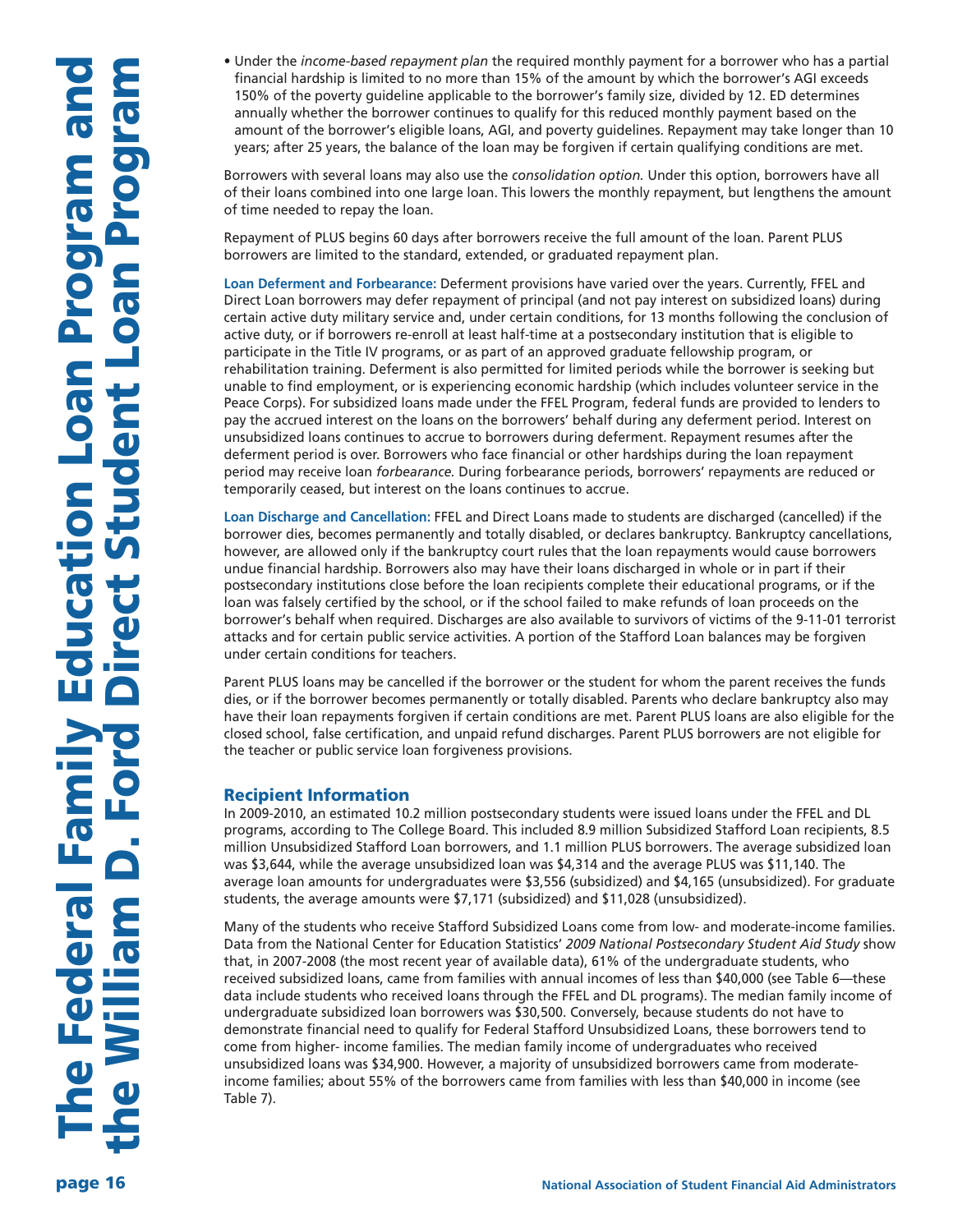- Under the *income-based repayment plan* the required monthly payment for a borrower who has a partial financial hardship is limited to no more than 15% of the amount by which the borrower's AGI exceeds 150% of the poverty guideline applicable to the borrower's family size, divided by 12. ED determines annually whether the borrower continues to qualify for this reduced monthly payment based on the amount of the borrower's eligible loans, AGI, and poverty guidelines. Repayment may take longer than 10 years; after 25 years, the balance of the loan may be forgiven if certain qualifying conditions are met.

Borrowers with several loans may also use the *consolidation option.* Under this option, borrowers have all of their loans combined into one large loan. This lowers the monthly repayment, but lengthens the amount of time needed to repay the loan.

Repayment of PLUS begins 60 days after borrowers receive the full amount of the loan. Parent PLUS borrowers are limited to the standard, extended, or graduated repayment plan.

**Loan Deferment and Forbearance:** Deferment provisions have varied over the years. Currently, FFEL and Direct Loan borrowers may defer repayment of principal (and not pay interest on subsidized loans) during certain active duty military service and, under certain conditions, for 13 months following the conclusion of active duty, or if borrowers re-enroll at least half-time at a postsecondary institution that is eligible to participate in the Title IV programs, or as part of an approved graduate fellowship program, or rehabilitation training. Deferment is also permitted for limited periods while the borrower is seeking but unable to find employment, or is experiencing economic hardship (which includes volunteer service in the Peace Corps). For subsidized loans made under the FFEL Program, federal funds are provided to lenders to pay the accrued interest on the loans on the borrowers' behalf during any deferment period. Interest on unsubsidized loans continues to accrue to borrowers during deferment. Repayment resumes after the deferment period is over. Borrowers who face financial or other hardships during the loan repayment period may receive loan *forbearance.* During forbearance periods, borrowers' repayments are reduced or temporarily ceased, but interest on the loans continues to accrue.

**Loan Discharge and Cancellation:** FFEL and Direct Loans made to students are discharged (cancelled) if the borrower dies, becomes permanently and totally disabled, or declares bankruptcy. Bankruptcy cancellations, however, are allowed only if the bankruptcy court rules that the loan repayments would cause borrowers undue financial hardship. Borrowers also may have their loans discharged in whole or in part if their postsecondary institutions close before the loan recipients complete their educational programs, or if the loan was falsely certified by the school, or if the school failed to make refunds of loan proceeds on the borrower's behalf when required. Discharges are also available to survivors of victims of the 9-11-01 terrorist attacks and for certain public service activities. A portion of the Stafford Loan balances may be forgiven under certain conditions for teachers.

Parent PLUS loans may be cancelled if the borrower or the student for whom the parent receives the funds dies, or if the borrower becomes permanently or totally disabled. Parents who declare bankruptcy also may have their loan repayments forgiven if certain conditions are met. Parent PLUS loans are also eligible for the closed school, false certification, and unpaid refund discharges. Parent PLUS borrowers are not eligible for the teacher or public service loan forgiveness provisions.

## Recipient Information

In 2009-2010, an estimated 10.2 million postsecondary students were issued loans under the FFEL and DL programs, according to The College Board. This included 8.9 million Subsidized Stafford Loan recipients, 8.5 million Unsubsidized Stafford Loan borrowers, and 1.1 million PLUS borrowers. The average subsidized loan was $3,644, while the average unsubsidized loan was $4,314 and the average PLUS was $11,140. The average loan amounts for undergraduates were $3,556 (subsidized) and $4,165 (unsubsidized). For graduate students, the average amounts were $7,171 (subsidized) and $11,028 (unsubsidized).

Many of the students who receive Stafford Subsidized Loans come from low- and moderate-income families. Data from the National Center for Education Statistics' *2009 National Postsecondary Student Aid Study* show that, in 2007-2008 (the most recent year of available data), 61% of the undergraduate students, who received subsidized loans, came from families with annual incomes of less than $40,000 (see Table 6—these data include students who received loans through the FFEL and DL programs). The median family income of undergraduate subsidized loan borrowers was $30,500. Conversely, because students do not have to demonstrate financial need to qualify for Federal Stafford Unsubsidized Loans, these borrowers tend to come from higher- income families. The median family income of undergraduates who received unsubsidized loans was $34,900. However, a majority of unsubsidized borrowers came from moderate-income families; about 55% of the borrowers came from families with less than $40,000 in income (see Table 7).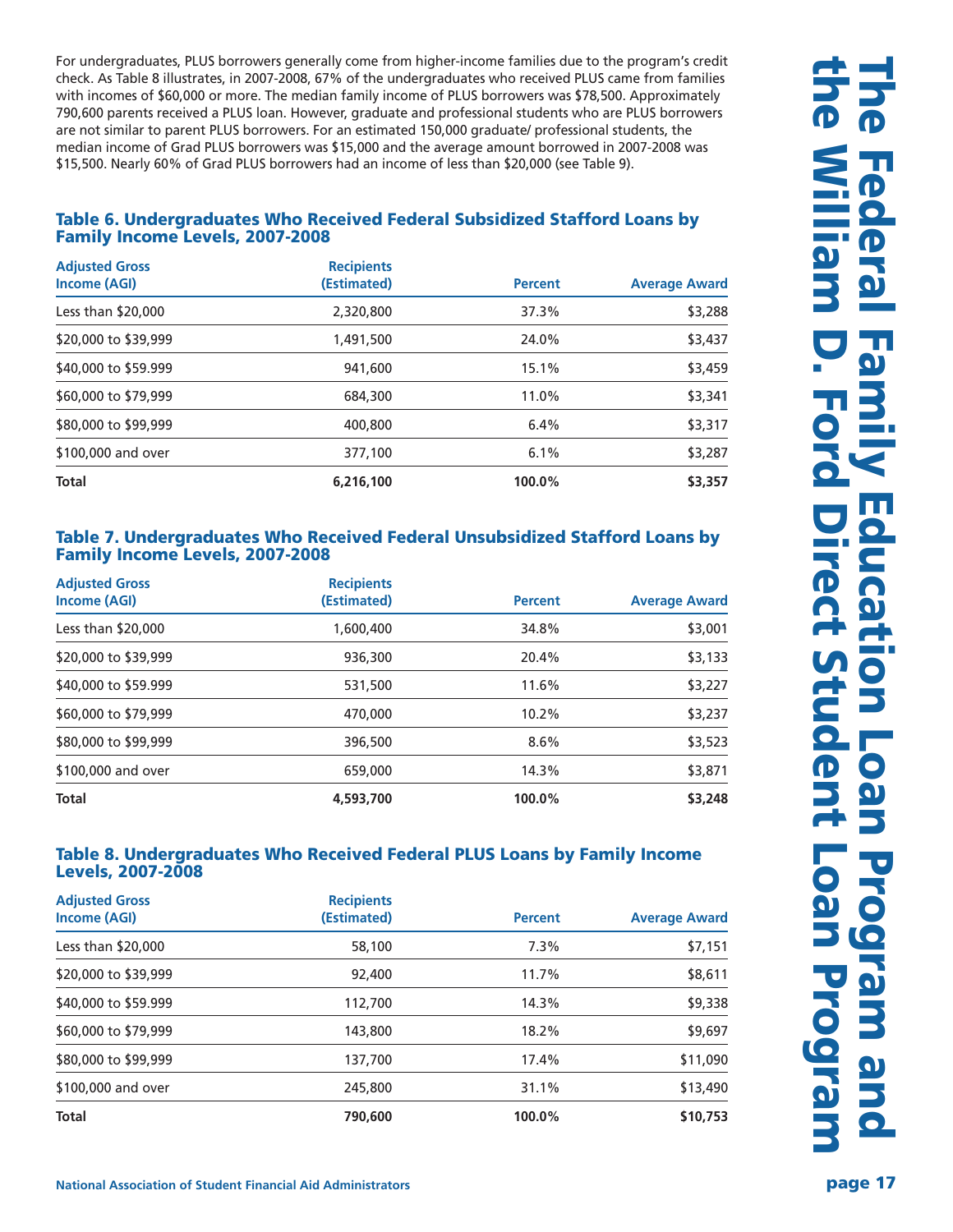For undergraduates, PLUS borrowers generally come from higher-income families due to the program's credit check. As Table 8 illustrates, in 2007-2008, 67% of the undergraduates who received PLUS came from families with incomes of $60,000 or more. The median family income of PLUS borrowers was $78,500. Approximately 790,600 parents received a PLUS loan. However, graduate and professional students who are PLUS borrowers are not similar to parent PLUS borrowers. For an estimated 150,000 graduate/ professional students, the median income of Grad PLUS borrowers was $15,000 and the average amount borrowed in 2007-2008 was $15,500. Nearly 60% of Grad PLUS borrowers had an income of less than $20,000 (see Table 9).

### Table 6. Undergraduates Who Received Federal Subsidized Stafford Loans by Family Income Levels, 2007-2008

| Adjusted Gross Income (AGI) | Recipients (Estimated) | Percent | Average Award |
|---|---|---|---|
| Less than $20,000 | 2,320,800 | 37.3% | $3,288 |
| $20,000 to $39,999 | 1,491,500 | 24.0% | $3,437 |
| $40,000 to $59.999 | 941,600 | 15.1% | $3,459 |
| $60,000 to $79,999 | 684,300 | 11.0% | $3,341 |
| $80,000 to $99,999 | 400,800 | 6.4% | $3,317 |
| $100,000 and over | 377,100 | 6.1% | $3,287 |
| **Total** | **6,216,100** | **100.0%** | **$3,357** |

### Table 7. Undergraduates Who Received Federal Unsubsidized Stafford Loans by Family Income Levels, 2007-2008

| Adjusted Gross Income (AGI) | Recipients (Estimated) | Percent | Average Award |
|---|---|---|---|
| Less than $20,000 | 1,600,400 | 34.8% | $3,001 |
| $20,000 to $39,999 | 936,300 | 20.4% | $3,133 |
| $40,000 to $59.999 | 531,500 | 11.6% | $3,227 |
| $60,000 to $79,999 | 470,000 | 10.2% | $3,237 |
| $80,000 to $99,999 | 396,500 | 8.6% | $3,523 |
| $100,000 and over | 659,000 | 14.3% | $3,871 |
| **Total** | **4,593,700** | **100.0%** | **$3,248** |

### Table 8. Undergraduates Who Received Federal PLUS Loans by Family Income Levels, 2007-2008

| Adjusted Gross Income (AGI) | Recipients (Estimated) | Percent | Average Award |
|---|---|---|---|
| Less than $20,000 | 58,100 | 7.3% | $7,151 |
| $20,000 to $39,999 | 92,400 | 11.7% | $8,611 |
| $40,000 to $59.999 | 112,700 | 14.3% | $9,338 |
| $60,000 to $79,999 | 143,800 | 18.2% | $9,697 |
| $80,000 to $99,999 | 137,700 | 17.4% | $11,090 |
| $100,000 and over | 245,800 | 31.1% | $13,490 |
| **Total** | **790,600** | **100.0%** | **$10,753** |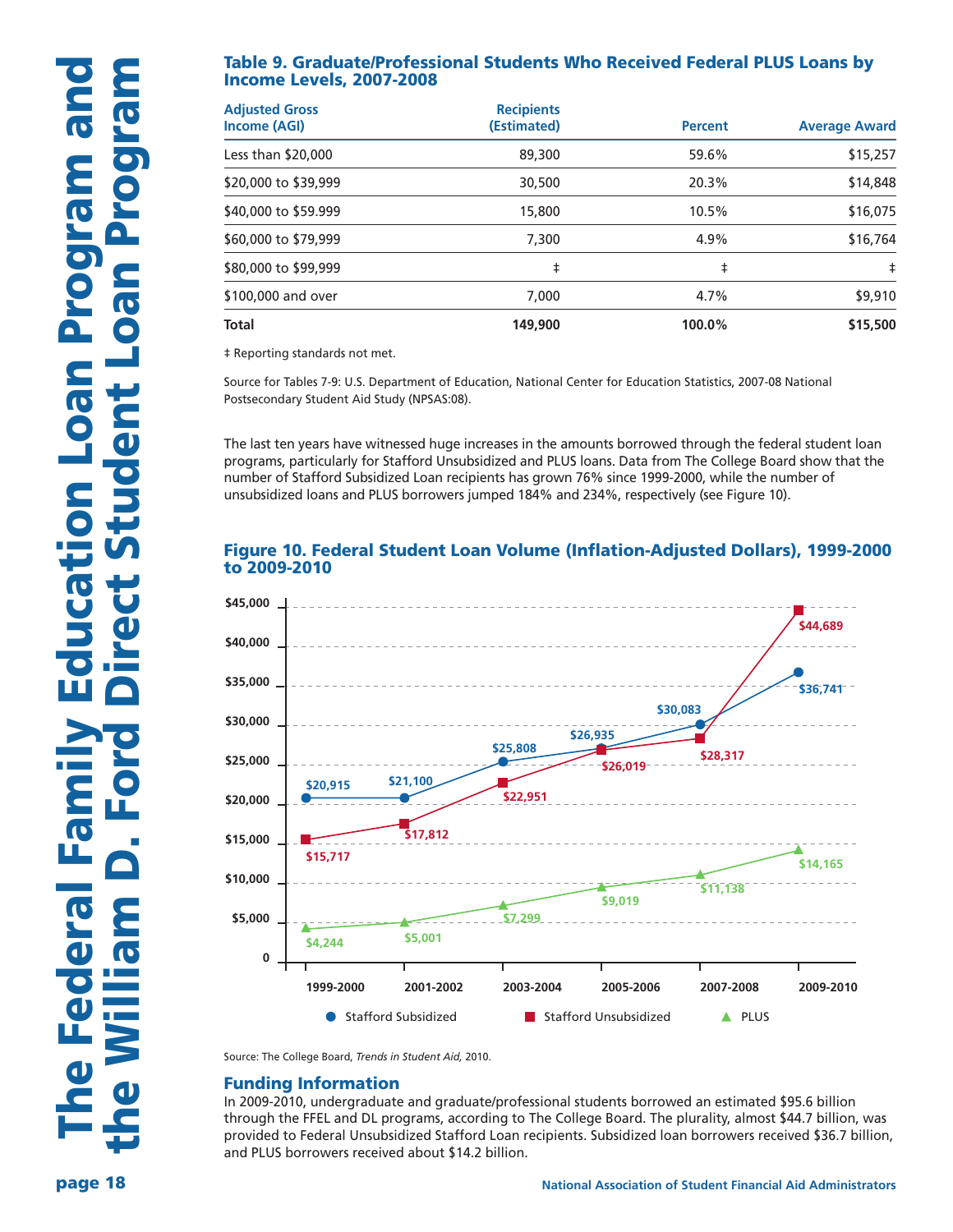### Table 9. Graduate/Professional Students Who Received Federal PLUS Loans by Income Levels, 2007-2008

| Adjusted Gross Income (AGI) | Recipients (Estimated) | Percent | Average Award |
|---|---|---|---|
| Less than $20,000 | 89,300 | 59.6% | $15,257 |
| $20,000 to $39,999 | 30,500 | 20.3% | $14,848 |
| $40,000 to $59.999 | 15,800 | 10.5% | $16,075 |
| $60,000 to $79,999 | 7,300 | 4.9% | $16,764 |
| $80,000 to $99,999 | ‡ | ‡ | ‡ |
| $100,000 and over | 7,000 | 4.7% | $9,910 |
| **Total** | **149,900** | **100.0%** | **$15,500** |

‡ Reporting standards not met.

Source for Tables 7-9: U.S. Department of Education, National Center for Education Statistics, 2007-08 National Postsecondary Student Aid Study (NPSAS:08).

The last ten years have witnessed huge increases in the amounts borrowed through the federal student loan programs, particularly for Stafford Unsubsidized and PLUS loans. Data from The College Board show that the number of Stafford Subsidized Loan recipients has grown 76% since 1999-2000, while the number of unsubsidized loans and PLUS borrowers jumped 184% and 234%, respectively (see Figure 10).

### Figure 10. Federal Student Loan Volume (Inflation-Adjusted Dollars), 1999-2000 to 2009-2010

| Year | Stafford Subsidized | Stafford Unsubsidized | PLUS |
|---|---|---|---|
| 1999-2000 | $20,915 | $15,717 | $4,244 |
| 2001-2002 | $21,100 | $17,812 | $5,001 |
| 2003-2004 | $25,808 | $22,951 | $7,299 |
| 2005-2006 | $26,935 | $26,019 | $9,019 |
| 2007-2008 | $30,083 | $28,317 | $11,138 |
| 2009-2010 | $36,741 | $44,689 | $14,165 |

Source: The College Board, *Trends in Student Aid,* 2010.

## Funding Information

In 2009-2010, undergraduate and graduate/professional students borrowed an estimated $95.6 billion through the FFEL and DL programs, according to The College Board. The plurality, almost $44.7 billion, was provided to Federal Unsubsidized Stafford Loan recipients. Subsidized loan borrowers received $36.7 billion, and PLUS borrowers received about $14.2 billion.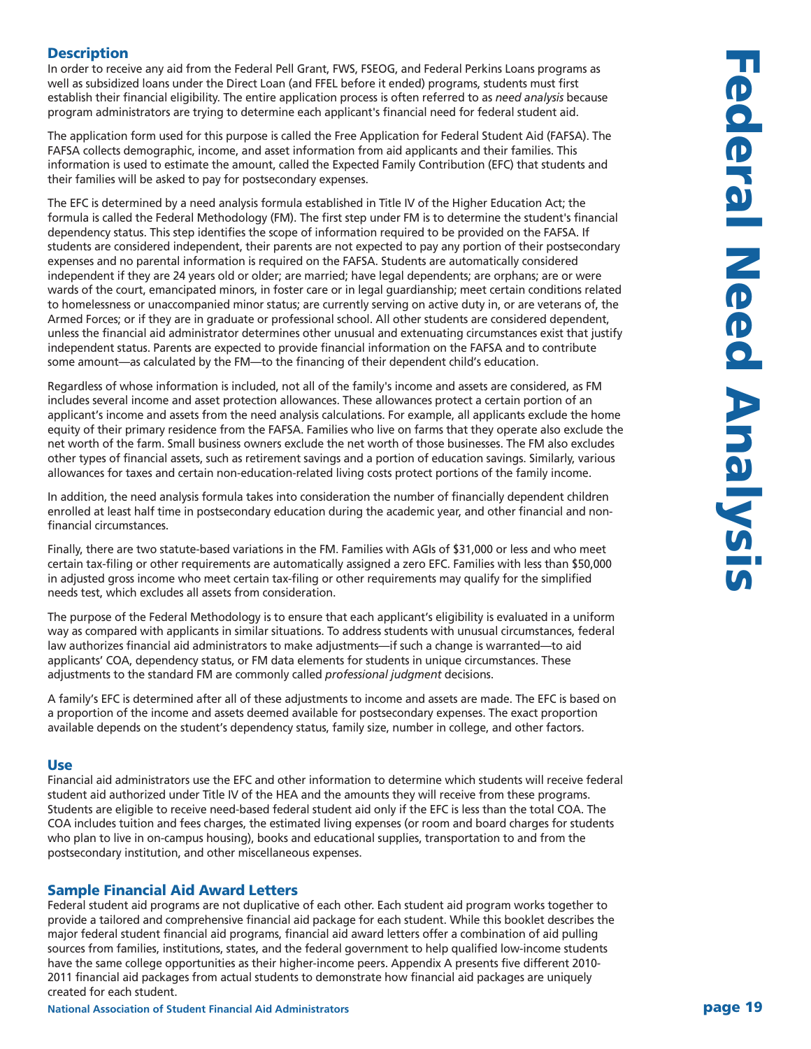# Federal Need Analysis

## Description

In order to receive any aid from the Federal Pell Grant, FWS, FSEOG, and Federal Perkins Loans programs as well as subsidized loans under the Direct Loan (and FFEL before it ended) programs, students must first establish their financial eligibility. The entire application process is often referred to as *need analysis* because program administrators are trying to determine each applicant's financial need for federal student aid.

The application form used for this purpose is called the Free Application for Federal Student Aid (FAFSA). The FAFSA collects demographic, income, and asset information from aid applicants and their families. This information is used to estimate the amount, called the Expected Family Contribution (EFC) that students and their families will be asked to pay for postsecondary expenses.

The EFC is determined by a need analysis formula established in Title IV of the Higher Education Act; the formula is called the Federal Methodology (FM). The first step under FM is to determine the student's financial dependency status. This step identifies the scope of information required to be provided on the FAFSA. If students are considered independent, their parents are not expected to pay any portion of their postsecondary expenses and no parental information is required on the FAFSA. Students are automatically considered independent if they are 24 years old or older; are married; have legal dependents; are orphans; are or were wards of the court, emancipated minors, in foster care or in legal guardianship; meet certain conditions related to homelessness or unaccompanied minor status; are currently serving on active duty in, or are veterans of, the Armed Forces; or if they are in graduate or professional school. All other students are considered dependent, unless the financial aid administrator determines other unusual and extenuating circumstances exist that justify independent status. Parents are expected to provide financial information on the FAFSA and to contribute some amount—as calculated by the FM—to the financing of their dependent child's education.

Regardless of whose information is included, not all of the family's income and assets are considered, as FM includes several income and asset protection allowances. These allowances protect a certain portion of an applicant's income and assets from the need analysis calculations. For example, all applicants exclude the home equity of their primary residence from the FAFSA. Families who live on farms that they operate also exclude the net worth of the farm. Small business owners exclude the net worth of those businesses. The FM also excludes other types of financial assets, such as retirement savings and a portion of education savings. Similarly, various allowances for taxes and certain non-education-related living costs protect portions of the family income.

In addition, the need analysis formula takes into consideration the number of financially dependent children enrolled at least half time in postsecondary education during the academic year, and other financial and non-financial circumstances.

Finally, there are two statute-based variations in the FM. Families with AGIs of $31,000 or less and who meet certain tax-filing or other requirements are automatically assigned a zero EFC. Families with less than $50,000 in adjusted gross income who meet certain tax-filing or other requirements may qualify for the simplified needs test, which excludes all assets from consideration.

The purpose of the Federal Methodology is to ensure that each applicant's eligibility is evaluated in a uniform way as compared with applicants in similar situations. To address students with unusual circumstances, federal law authorizes financial aid administrators to make adjustments—if such a change is warranted—to aid applicants' COA, dependency status, or FM data elements for students in unique circumstances. These adjustments to the standard FM are commonly called *professional judgment* decisions.

A family's EFC is determined after all of these adjustments to income and assets are made. The EFC is based on a proportion of the income and assets deemed available for postsecondary expenses. The exact proportion available depends on the student's dependency status, family size, number in college, and other factors.

## Use

Financial aid administrators use the EFC and other information to determine which students will receive federal student aid authorized under Title IV of the HEA and the amounts they will receive from these programs. Students are eligible to receive need-based federal student aid only if the EFC is less than the total COA. The COA includes tuition and fees charges, the estimated living expenses (or room and board charges for students who plan to live in on-campus housing), books and educational supplies, transportation to and from the postsecondary institution, and other miscellaneous expenses.

## Sample Financial Aid Award Letters

Federal student aid programs are not duplicative of each other. Each student aid program works together to provide a tailored and comprehensive financial aid package for each student. While this booklet describes the major federal student financial aid programs, financial aid award letters offer a combination of aid pulling sources from families, institutions, states, and the federal government to help qualified low-income students have the same college opportunities as their higher-income peers. Appendix A presents five different 2010-2011 financial aid packages from actual students to demonstrate how financial aid packages are uniquely created for each student.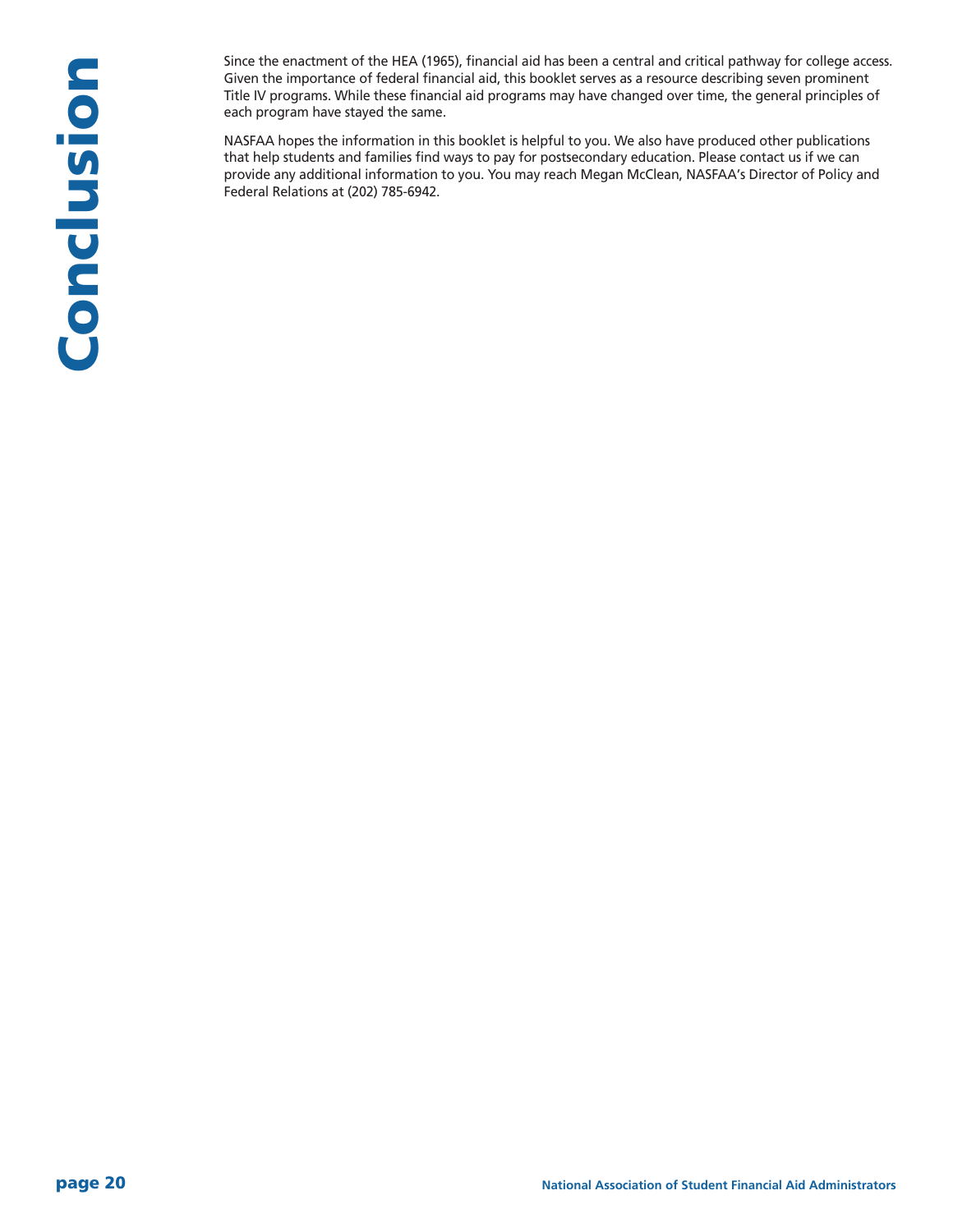# Conclusion

Since the enactment of the HEA (1965), financial aid has been a central and critical pathway for college access. Given the importance of federal financial aid, this booklet serves as a resource describing seven prominent Title IV programs. While these financial aid programs may have changed over time, the general principles of each program have stayed the same.

NASFAA hopes the information in this booklet is helpful to you. We also have produced other publications that help students and families find ways to pay for postsecondary education. Please contact us if we can provide any additional information to you. You may reach Megan McClean, NASFAA's Director of Policy and Federal Relations at (202) 785-6942.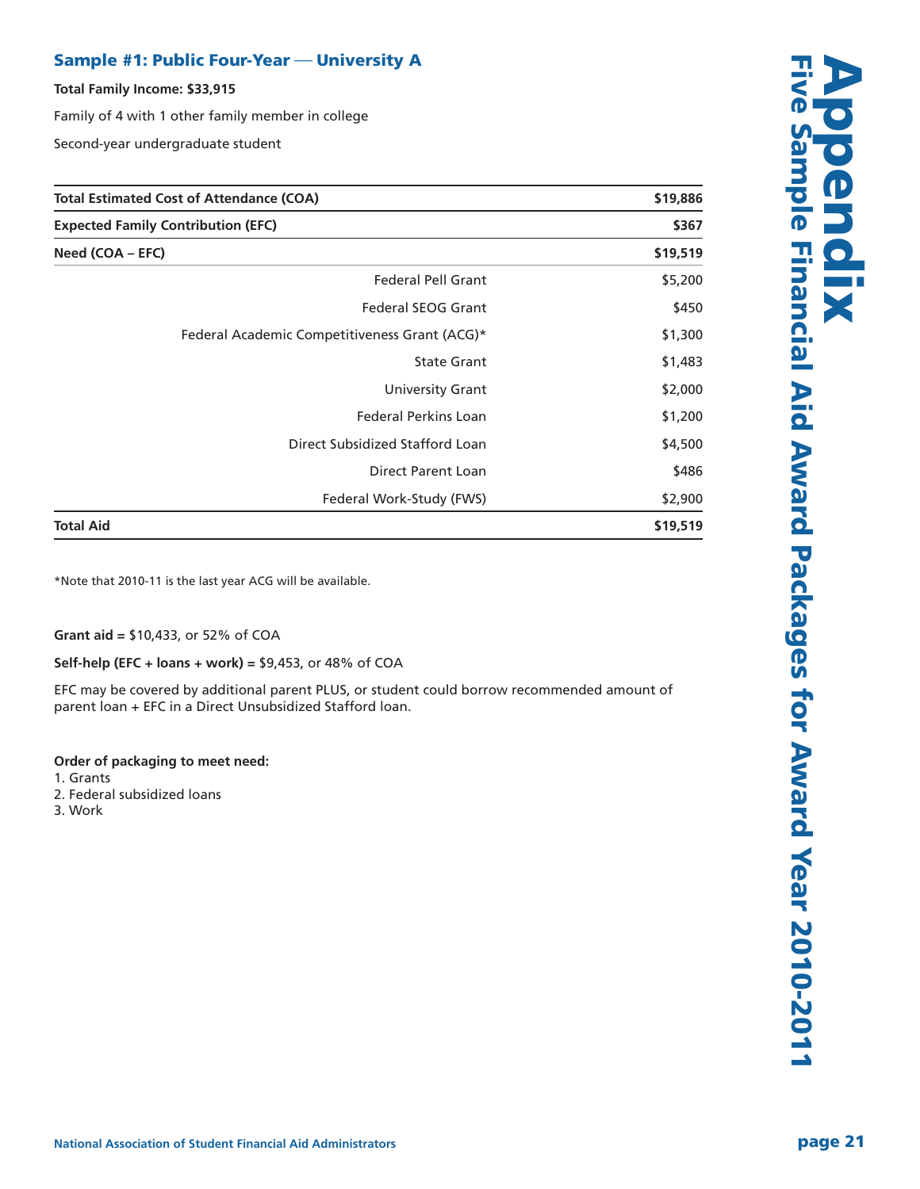# Appendix

## Five Sample Financial Aid Award Packages for Award Year 2010-2011

### Sample #1: Public Four-Year — University A

**Total Family Income: $33,915**

Family of 4 with 1 other family member in college

Second-year undergraduate student

| **Total Estimated Cost of Attendance (COA)** | **$19,886** |
|---|---|
| **Expected Family Contribution (EFC)** | **$367** |
| **Need (COA – EFC)** | **$19,519** |
| Federal Pell Grant | $5,200 |
| Federal SEOG Grant | $450 |
| Federal Academic Competitiveness Grant (ACG)* | $1,300 |
| State Grant | $1,483 |
| University Grant | $2,000 |
| Federal Perkins Loan | $1,200 |
| Direct Subsidized Stafford Loan | $4,500 |
| Direct Parent Loan | $486 |
| Federal Work-Study (FWS) | $2,900 |
| **Total Aid** | **$19,519** |

*Note that 2010-11 is the last year ACG will be available.

**Grant aid =** $10,433, or 52% of COA

**Self-help (EFC + loans + work) =** $9,453, or 48% of COA

EFC may be covered by additional parent PLUS, or student could borrow recommended amount of parent loan + EFC in a Direct Unsubsidized Stafford loan.

**Order of packaging to meet need:**

1. Grants
2. Federal subsidized loans
3. Work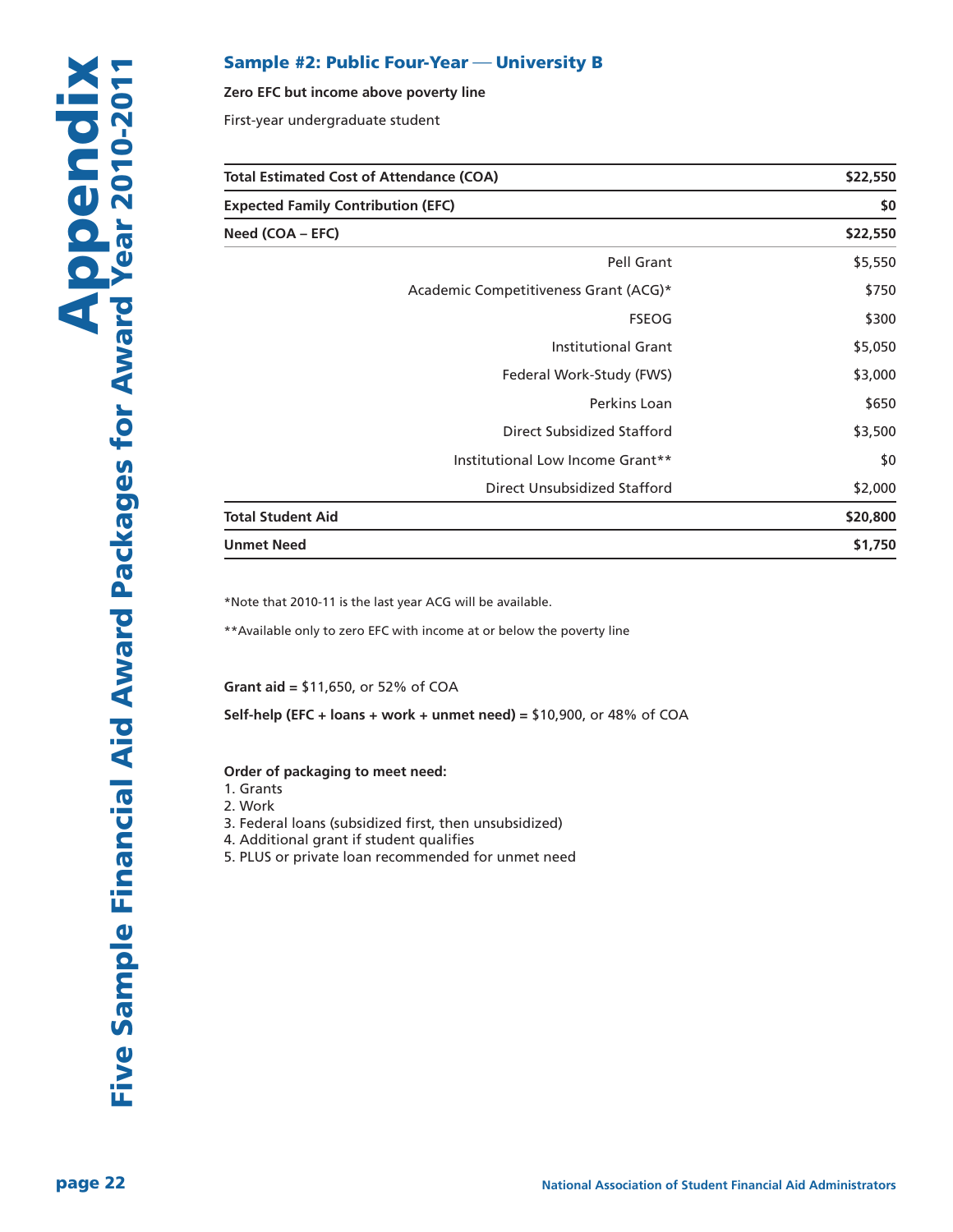## Sample #2: Public Four-Year — University B

**Zero EFC but income above poverty line**

First-year undergraduate student

| | |
|---|---|
| **Total Estimated Cost of Attendance (COA)** | **$22,550** |
| **Expected Family Contribution (EFC)** | **$0** |
| **Need (COA – EFC)** | **$22,550** |
| Pell Grant | $5,550 |
| Academic Competitiveness Grant (ACG)* | $750 |
| FSEOG | $300 |
| Institutional Grant | $5,050 |
| Federal Work-Study (FWS) | $3,000 |
| Perkins Loan | $650 |
| Direct Subsidized Stafford | $3,500 |
| Institutional Low Income Grant** | $0 |
| Direct Unsubsidized Stafford | $2,000 |
| **Total Student Aid** | **$20,800** |
| **Unmet Need** | **$1,750** |

*Note that 2010-11 is the last year ACG will be available.

**Available only to zero EFC with income at or below the poverty line

**Grant aid =** $11,650, or 52% of COA

**Self-help (EFC + loans + work + unmet need) =** $10,900, or 48% of COA

**Order of packaging to meet need:**
1. Grants
2. Work
3. Federal loans (subsidized first, then unsubsidized)
4. Additional grant if student qualifies
5. PLUS or private loan recommended for unmet need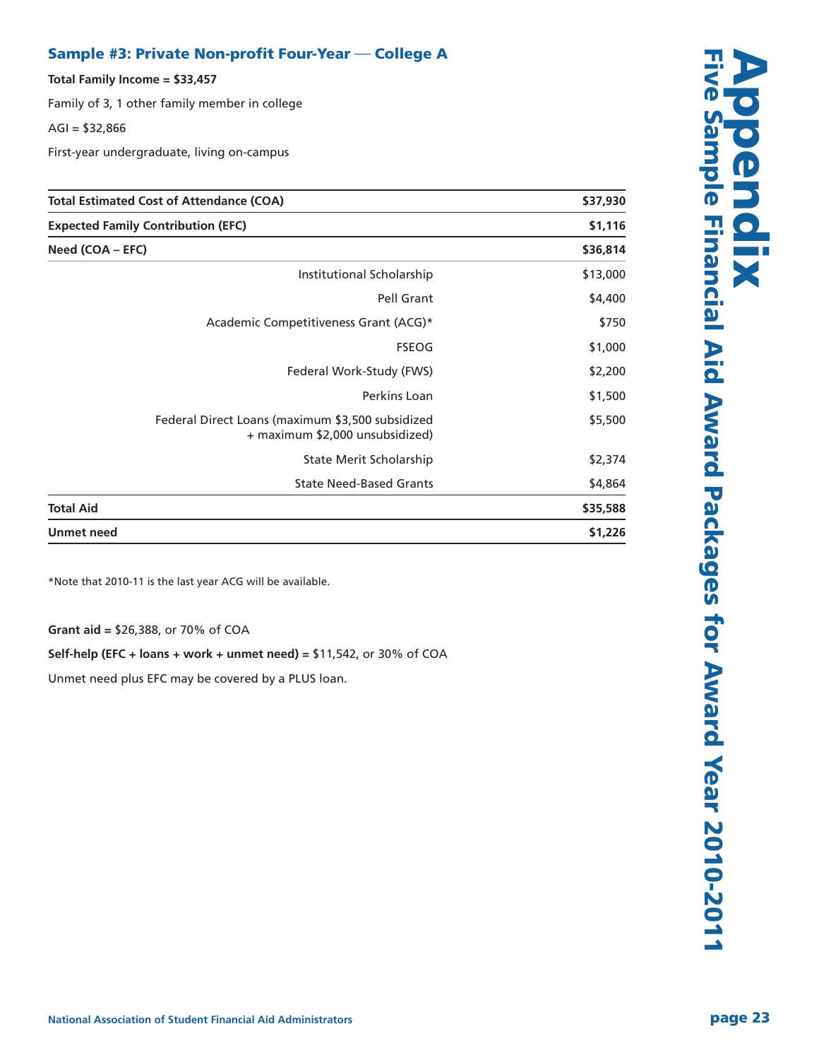## Sample #3: Private Non-profit Four-Year — College A

**Total Family Income = $33,457**

Family of 3, 1 other family member in college

AGI = $32,866

First-year undergraduate, living on-campus

| | |
|---|---|
| **Total Estimated Cost of Attendance (COA)** | **$37,930** |
| **Expected Family Contribution (EFC)** | **$1,116** |
| **Need (COA – EFC)** | **$36,814** |
| Institutional Scholarship | $13,000 |
| Pell Grant | $4,400 |
| Academic Competitiveness Grant (ACG)* | $750 |
| FSEOG | $1,000 |
| Federal Work-Study (FWS) | $2,200 |
| Perkins Loan | $1,500 |
| Federal Direct Loans (maximum $3,500 subsidized + maximum $2,000 unsubsidized) | $5,500 |
| State Merit Scholarship | $2,374 |
| State Need-Based Grants | $4,864 |
| **Total Aid** | **$35,588** |
| **Unmet need** | **$1,226** |

*Note that 2010-11 is the last year ACG will be available.

**Grant aid =** $26,388, or 70% of COA

**Self-help (EFC + loans + work + unmet need) =** $11,542, or 30% of COA

Unmet need plus EFC may be covered by a PLUS loan.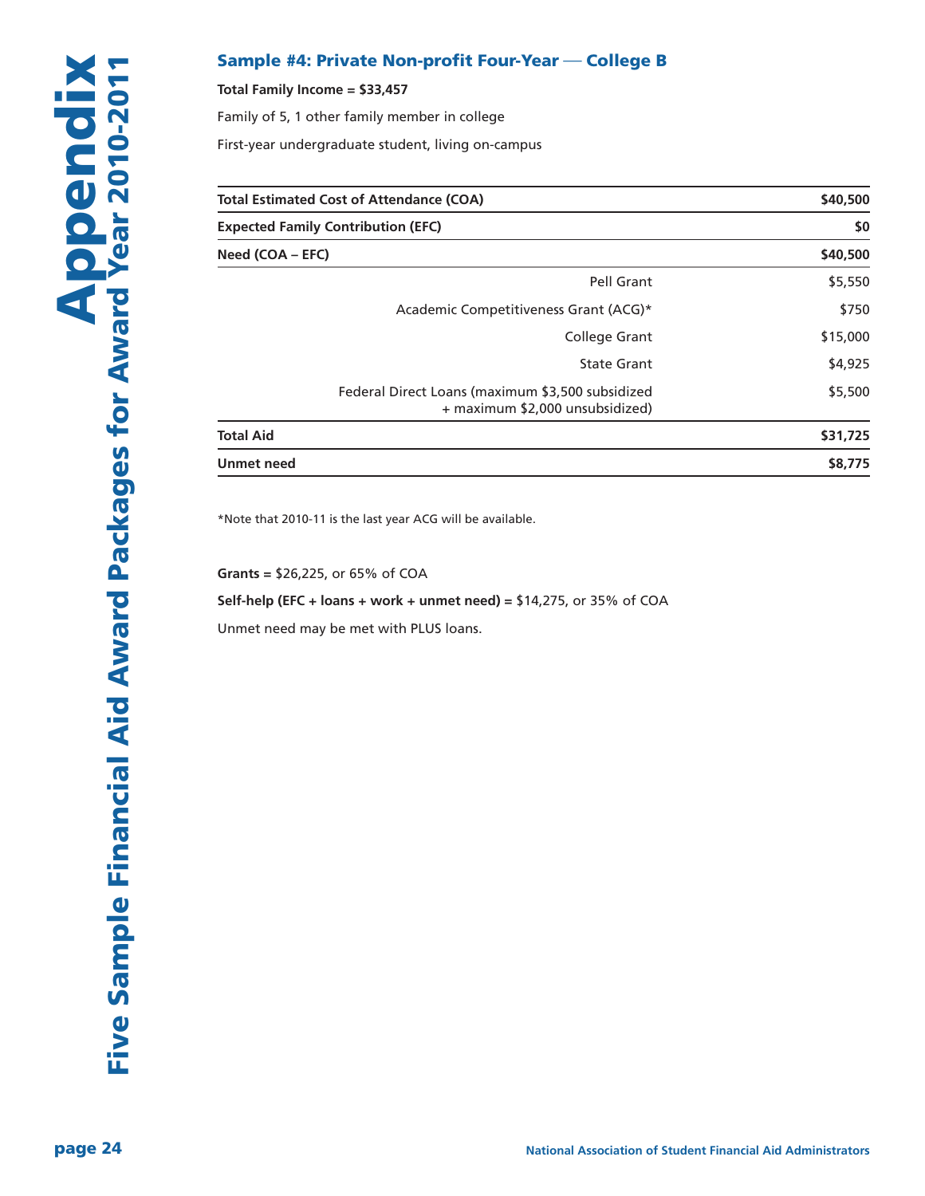## Sample #4: Private Non-profit Four-Year — College B

**Total Family Income = $33,457**

Family of 5, 1 other family member in college

First-year undergraduate student, living on-campus

| | |
|---|---|
| **Total Estimated Cost of Attendance (COA)** | **$40,500** |
| **Expected Family Contribution (EFC)** | **$0** |
| **Need (COA – EFC)** | **$40,500** |
| Pell Grant | $5,550 |
| Academic Competitiveness Grant (ACG)* | $750 |
| College Grant | $15,000 |
| State Grant | $4,925 |
| Federal Direct Loans (maximum $3,500 subsidized + maximum $2,000 unsubsidized) | $5,500 |
| **Total Aid** | **$31,725** |
| **Unmet need** | **$8,775** |

*Note that 2010-11 is the last year ACG will be available.

**Grants =** $26,225, or 65% of COA

**Self-help (EFC + loans + work + unmet need) =** $14,275, or 35% of COA

Unmet need may be met with PLUS loans.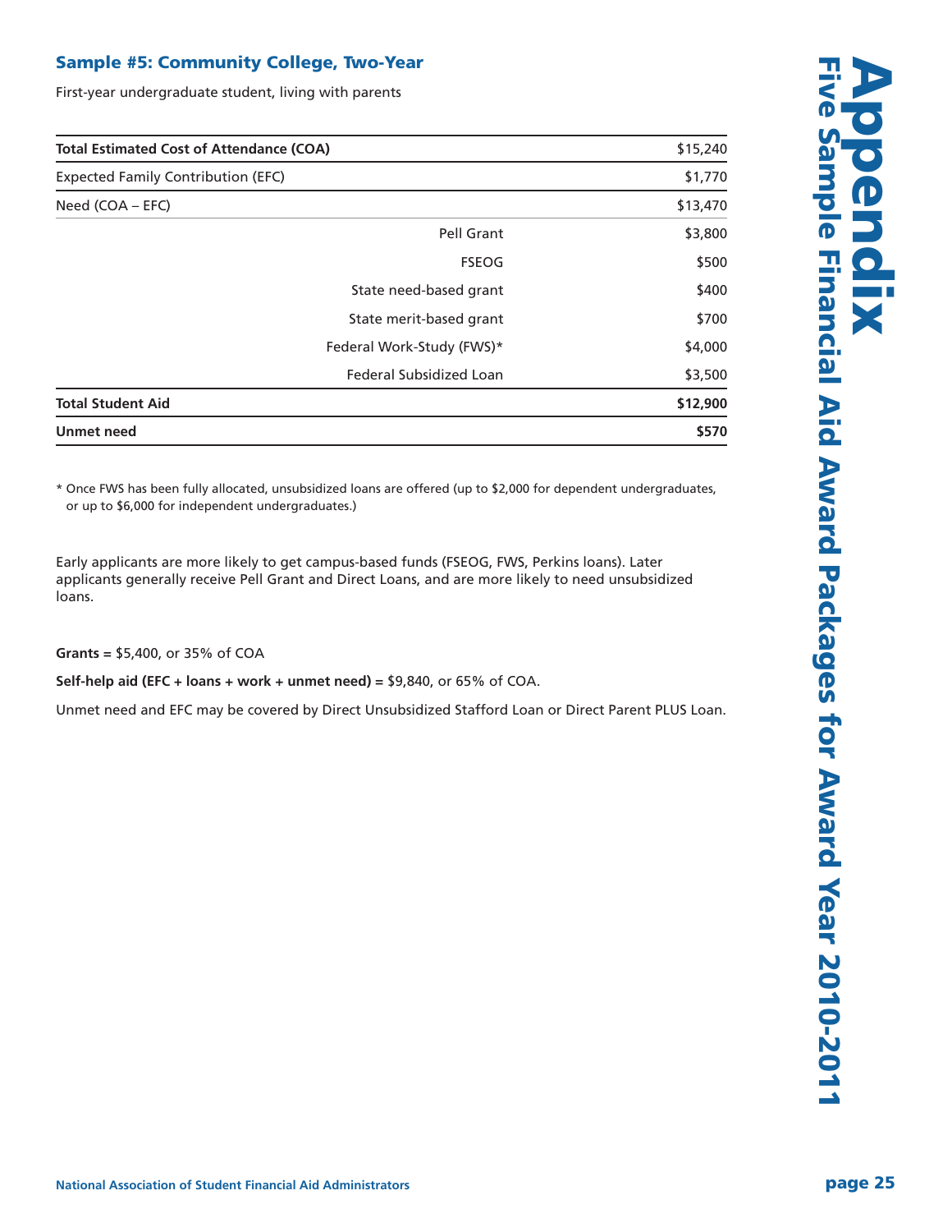## Sample #5: Community College, Two-Year

First-year undergraduate student, living with parents

| | | |
|---|---|---|
| **Total Estimated Cost of Attendance (COA)** | | $15,240 |
| Expected Family Contribution (EFC) | | $1,770 |
| Need (COA – EFC) | | $13,470 |
| | Pell Grant | $3,800 |
| | FSEOG | $500 |
| | State need-based grant | $400 |
| | State merit-based grant | $700 |
| | Federal Work-Study (FWS)* | $4,000 |
| | Federal Subsidized Loan | $3,500 |
| **Total Student Aid** | | **$12,900** |
| **Unmet need** | | **$570** |

\* Once FWS has been fully allocated, unsubsidized loans are offered (up to $2,000 for dependent undergraduates, or up to $6,000 for independent undergraduates.)

Early applicants are more likely to get campus-based funds (FSEOG, FWS, Perkins loans). Later applicants generally receive Pell Grant and Direct Loans, and are more likely to need unsubsidized loans.

**Grants =** $5,400, or 35% of COA

**Self-help aid (EFC + loans + work + unmet need) =** $9,840, or 65% of COA.

Unmet need and EFC may be covered by Direct Unsubsidized Stafford Loan or Direct Parent PLUS Loan.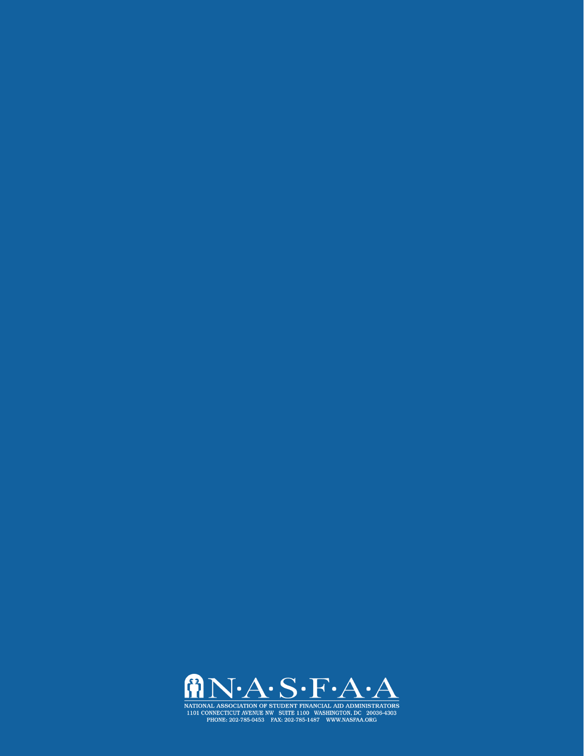N·A·S·F·A·A

NATIONAL ASSOCIATION OF STUDENT FINANCIAL AID ADMINISTRATORS
1101 CONNECTICUT AVENUE NW SUITE 1100 WASHINGTON, DC 20036-4303
PHONE: 202-785-0453 FAX: 202-785-1487 WWW.NASFAA.ORG